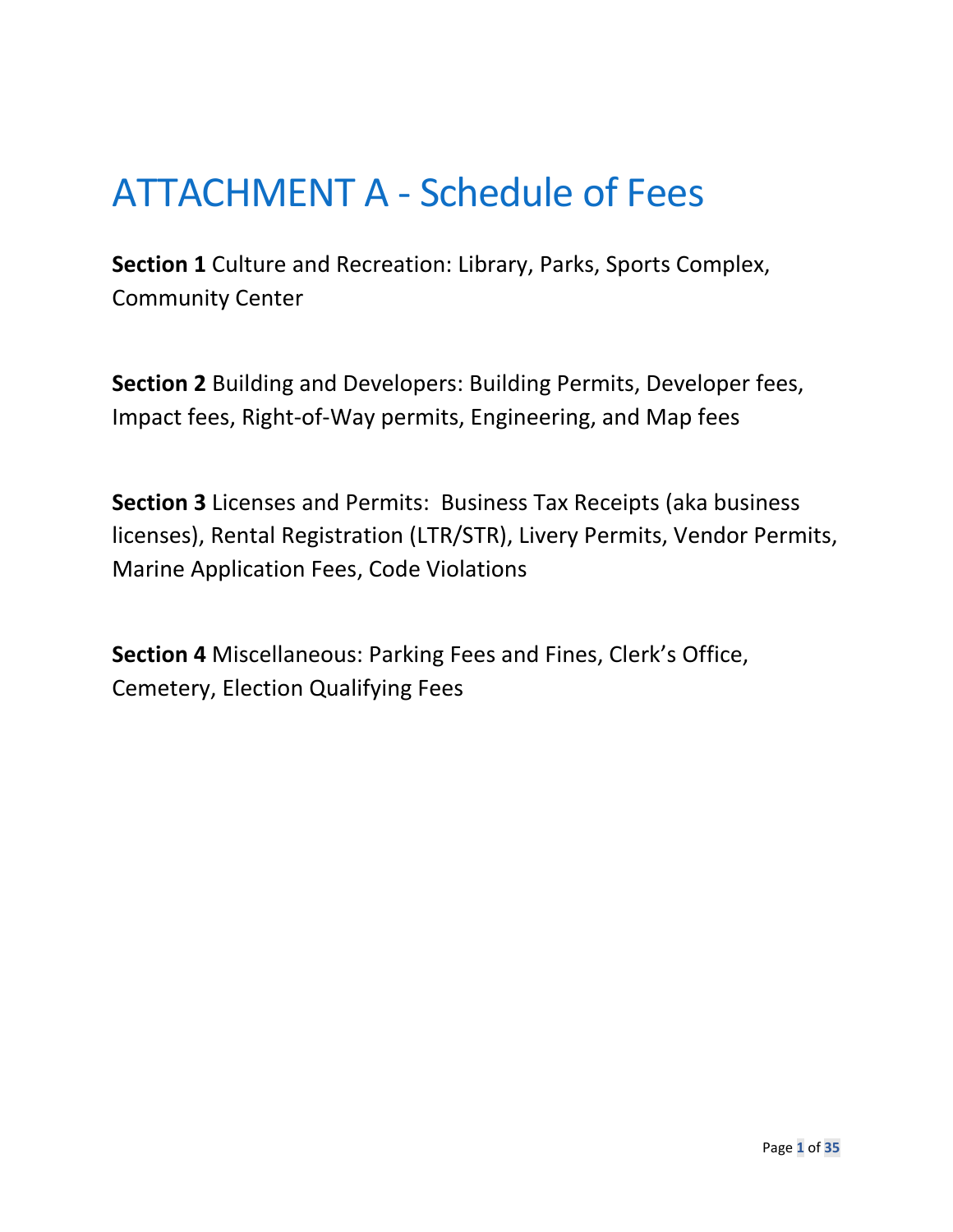# ATTACHMENT A - Schedule of Fees

**Section 1** Culture and Recreation: Library, Parks, Sports Complex, Community Center

**Section 2** Building and Developers: Building Permits, Developer fees, Impact fees, Right-of-Way permits, Engineering, and Map fees

**Section 3** Licenses and Permits: Business Tax Receipts (aka business licenses), Rental Registration (LTR/STR), Livery Permits, Vendor Permits, Marine Application Fees, Code Violations

**Section 4** Miscellaneous: Parking Fees and Fines, Clerk's Office, Cemetery, Election Qualifying Fees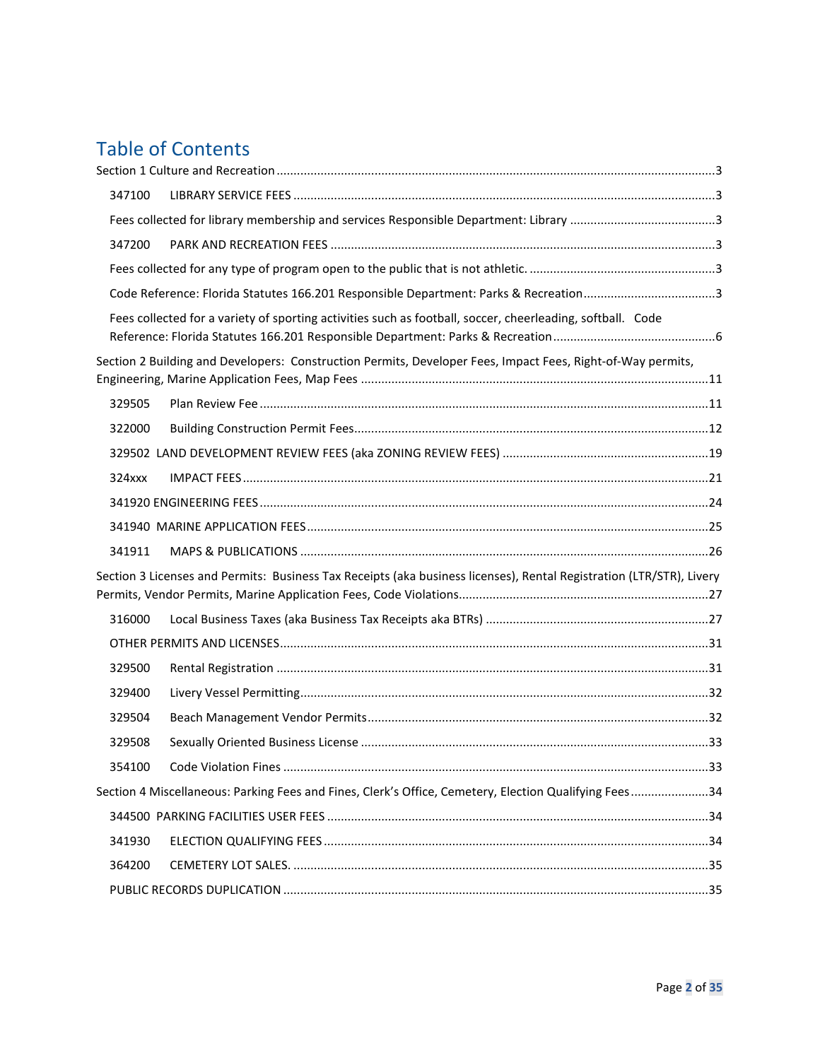# Table of Contents

Section 1 Culture and Recreation ..........3

- 347100 LIBRARY SERVICE FEES ..........3
- Fees collected for library membership and services Responsible Department: Library ..........3
- 347200 PARK AND RECREATION FEES ..........3
- Fees collected for any type of program open to the public that is not athletic. ..........3
- Code Reference: Florida Statutes 166.201 Responsible Department: Parks & Recreation ..........3
- Fees collected for a variety of sporting activities such as football, soccer, cheerleading, softball. Code Reference: Florida Statutes 166.201 Responsible Department: Parks & Recreation ..........6

Section 2 Building and Developers: Construction Permits, Developer Fees, Impact Fees, Right-of-Way permits, Engineering, Marine Application Fees, Map Fees ..........11

- 329505 Plan Review Fee ..........11
- 322000 Building Construction Permit Fees..........12
- 329502 LAND DEVELOPMENT REVIEW FEES (aka ZONING REVIEW FEES) ..........19
- 324xxx IMPACT FEES ..........21
- 341920 ENGINEERING FEES ..........24
- 341940 MARINE APPLICATION FEES..........25
- 341911 MAPS & PUBLICATIONS ..........26

Section 3 Licenses and Permits: Business Tax Receipts (aka business licenses), Rental Registration (LTR/STR), Livery Permits, Vendor Permits, Marine Application Fees, Code Violations..........27

- 316000 Local Business Taxes (aka Business Tax Receipts aka BTRs) ..........27
- OTHER PERMITS AND LICENSES..........31
- 329500 Rental Registration ..........31
- 329400 Livery Vessel Permitting..........32
- 329504 Beach Management Vendor Permits..........32
- 329508 Sexually Oriented Business License ..........33
- 354100 Code Violation Fines ..........33

Section 4 Miscellaneous: Parking Fees and Fines, Clerk's Office, Cemetery, Election Qualifying Fees..........34

- 344500 PARKING FACILITIES USER FEES ..........34
- 341930 ELECTION QUALIFYING FEES ..........34
- 364200 CEMETERY LOT SALES. ..........35
- PUBLIC RECORDS DUPLICATION ..........35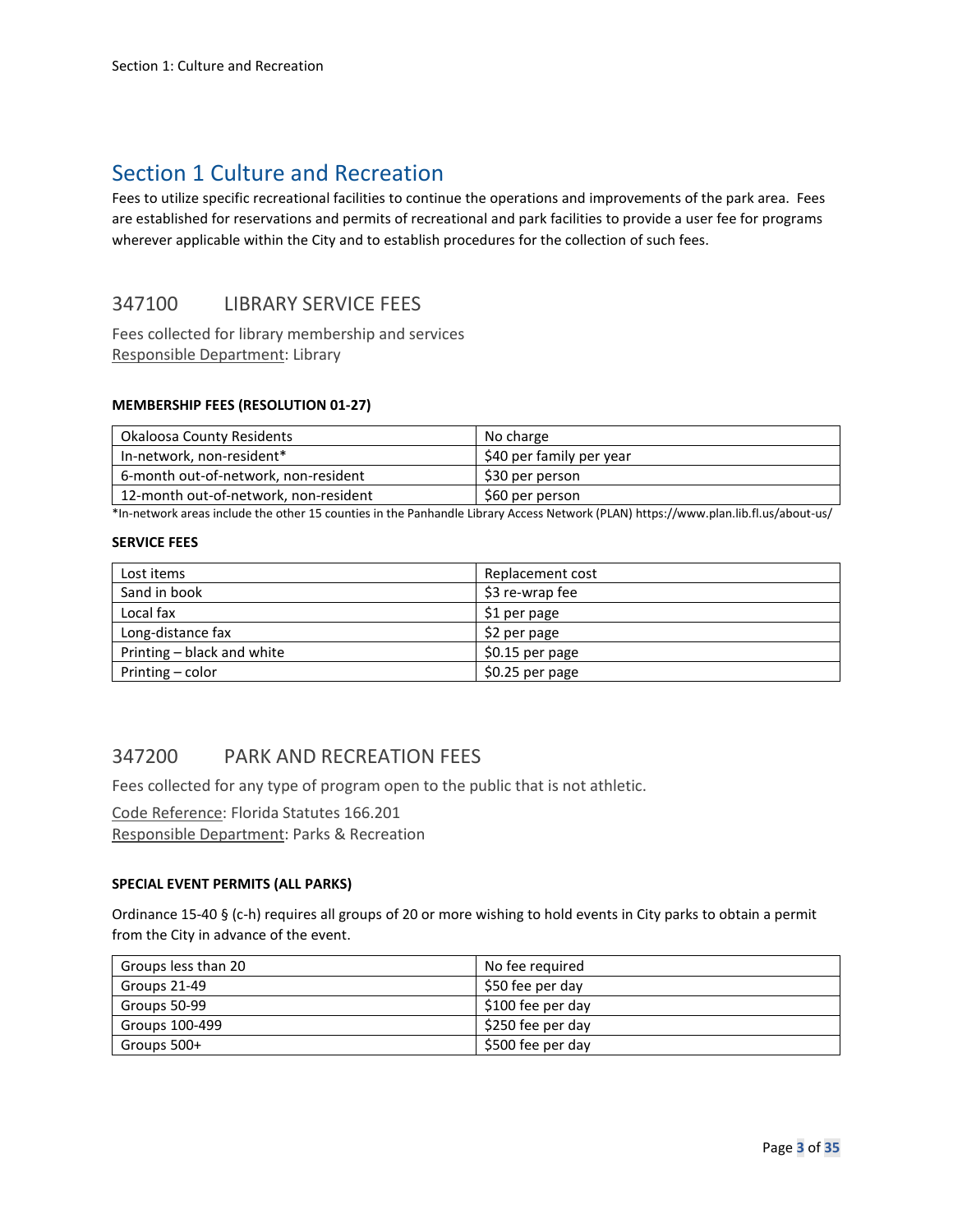# Section 1 Culture and Recreation

Fees to utilize specific recreational facilities to continue the operations and improvements of the park area. Fees are established for reservations and permits of recreational and park facilities to provide a user fee for programs wherever applicable within the City and to establish procedures for the collection of such fees.

## 347100 LIBRARY SERVICE FEES

Fees collected for library membership and services
Responsible Department: Library

**MEMBERSHIP FEES (RESOLUTION 01-27)**

| | |
|---|---|
| Okaloosa County Residents | No charge |
| In-network, non-resident* | $40 per family per year |
| 6-month out-of-network, non-resident | $30 per person |
| 12-month out-of-network, non-resident | $60 per person |

*In-network areas include the other 15 counties in the Panhandle Library Access Network (PLAN) https://www.plan.lib.fl.us/about-us/

**SERVICE FEES**

| | |
|---|---|
| Lost items | Replacement cost |
| Sand in book | $3 re-wrap fee |
| Local fax | $1 per page |
| Long-distance fax | $2 per page |
| Printing – black and white | $0.15 per page |
| Printing – color | $0.25 per page |

## 347200 PARK AND RECREATION FEES

Fees collected for any type of program open to the public that is not athletic.

Code Reference: Florida Statutes 166.201
Responsible Department: Parks & Recreation

**SPECIAL EVENT PERMITS (ALL PARKS)**

Ordinance 15-40 § (c-h) requires all groups of 20 or more wishing to hold events in City parks to obtain a permit from the City in advance of the event.

| | |
|---|---|
| Groups less than 20 | No fee required |
| Groups 21-49 | $50 fee per day |
| Groups 50-99 | $100 fee per day |
| Groups 100-499 | $250 fee per day |
| Groups 500+ | $500 fee per day |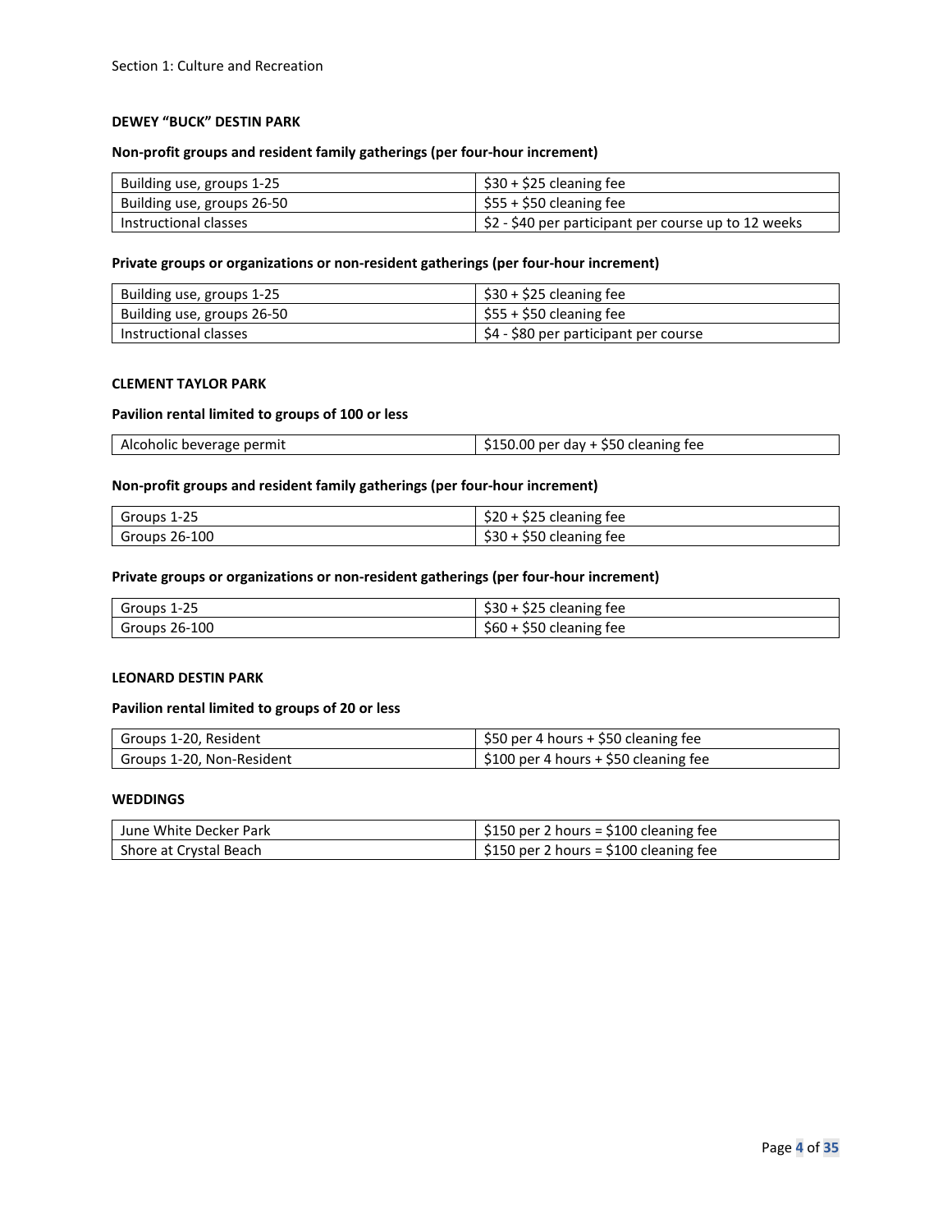## DEWEY "BUCK" DESTIN PARK

**Non-profit groups and resident family gatherings (per four-hour increment)**

| | |
|---|---|
| Building use, groups 1-25 | $30 + $25 cleaning fee |
| Building use, groups 26-50 | $55 + $50 cleaning fee |
| Instructional classes | $2 - $40 per participant per course up to 12 weeks |

**Private groups or organizations or non-resident gatherings (per four-hour increment)**

| | |
|---|---|
| Building use, groups 1-25 | $30 + $25 cleaning fee |
| Building use, groups 26-50 | $55 + $50 cleaning fee |
| Instructional classes | $4 - $80 per participant per course |

## CLEMENT TAYLOR PARK

**Pavilion rental limited to groups of 100 or less**

| | |
|---|---|
| Alcoholic beverage permit | $150.00 per day + $50 cleaning fee |

**Non-profit groups and resident family gatherings (per four-hour increment)**

| | |
|---|---|
| Groups 1-25 | $20 + $25 cleaning fee |
| Groups 26-100 | $30 + $50 cleaning fee |

**Private groups or organizations or non-resident gatherings (per four-hour increment)**

| | |
|---|---|
| Groups 1-25 | $30 + $25 cleaning fee |
| Groups 26-100 | $60 + $50 cleaning fee |

## LEONARD DESTIN PARK

**Pavilion rental limited to groups of 20 or less**

| | |
|---|---|
| Groups 1-20, Resident | $50 per 4 hours + $50 cleaning fee |
| Groups 1-20, Non-Resident | $100 per 4 hours + $50 cleaning fee |

## WEDDINGS

| | |
|---|---|
| June White Decker Park | $150 per 2 hours = $100 cleaning fee |
| Shore at Crystal Beach | $150 per 2 hours = $100 cleaning fee |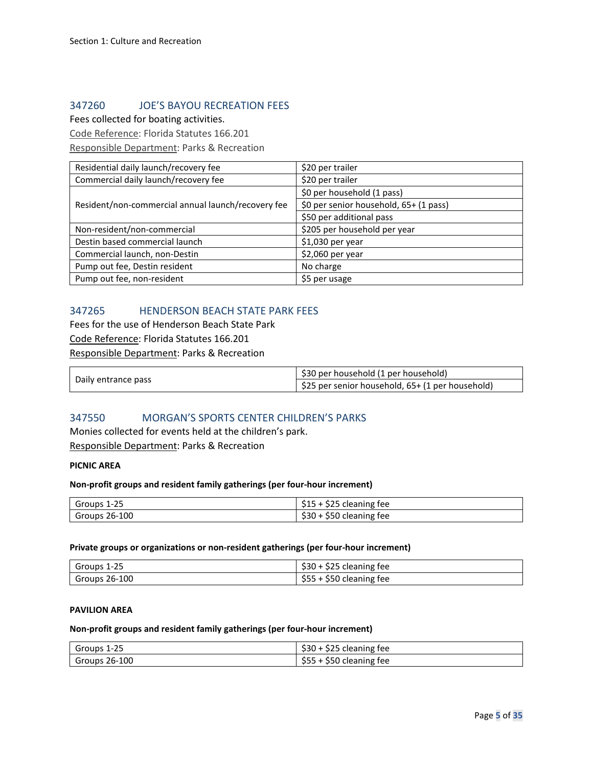## 347260 JOE'S BAYOU RECREATION FEES

Fees collected for boating activities.

Code Reference: Florida Statutes 166.201

Responsible Department: Parks & Recreation

| | |
|---|---|
| Residential daily launch/recovery fee | $20 per trailer |
| Commercial daily launch/recovery fee | $20 per trailer |
| Resident/non-commercial annual launch/recovery fee | $0 per household (1 pass) |
| | $0 per senior household, 65+ (1 pass) |
| | $50 per additional pass |
| Non-resident/non-commercial | $205 per household per year |
| Destin based commercial launch | $1,030 per year |
| Commercial launch, non-Destin | $2,060 per year |
| Pump out fee, Destin resident | No charge |
| Pump out fee, non-resident | $5 per usage |

## 347265 HENDERSON BEACH STATE PARK FEES

Fees for the use of Henderson Beach State Park

Code Reference: Florida Statutes 166.201

Responsible Department: Parks & Recreation

| | |
|---|---|
| Daily entrance pass | $30 per household (1 per household) |
| | $25 per senior household, 65+ (1 per household) |

## 347550 MORGAN'S SPORTS CENTER CHILDREN'S PARKS

Monies collected for events held at the children's park.

Responsible Department: Parks & Recreation

**PICNIC AREA**

**Non-profit groups and resident family gatherings (per four-hour increment)**

| | |
|---|---|
| Groups 1-25 | $15 + $25 cleaning fee |
| Groups 26-100 | $30 + $50 cleaning fee |

**Private groups or organizations or non-resident gatherings (per four-hour increment)**

| | |
|---|---|
| Groups 1-25 | $30 + $25 cleaning fee |
| Groups 26-100 | $55 + $50 cleaning fee |

**PAVILION AREA**

**Non-profit groups and resident family gatherings (per four-hour increment)**

| | |
|---|---|
| Groups 1-25 | $30 + $25 cleaning fee |
| Groups 26-100 | $55 + $50 cleaning fee |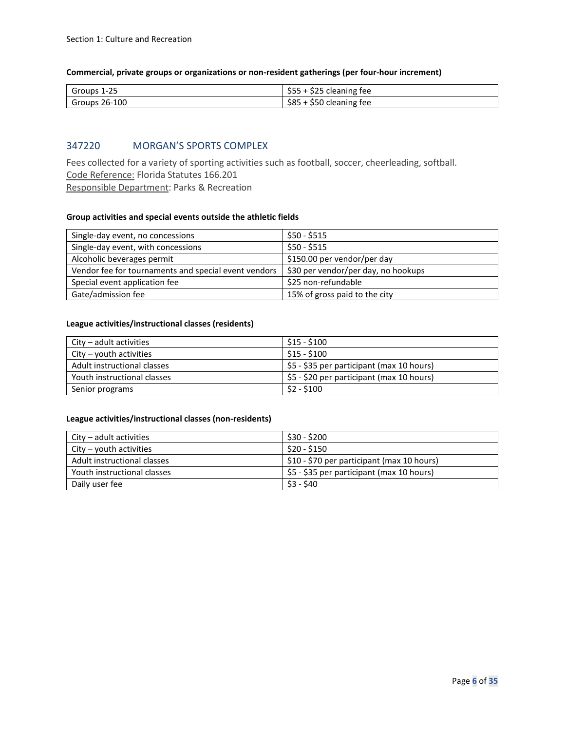**Commercial, private groups or organizations or non-resident gatherings (per four-hour increment)**

| | |
|---|---|
| Groups 1-25 | $55 + $25 cleaning fee |
| Groups 26-100 | $85 + $50 cleaning fee |

## 347220 MORGAN'S SPORTS COMPLEX

Fees collected for a variety of sporting activities such as football, soccer, cheerleading, softball.
Code Reference: Florida Statutes 166.201
Responsible Department: Parks & Recreation

**Group activities and special events outside the athletic fields**

| | |
|---|---|
| Single-day event, no concessions | $50 - $515 |
| Single-day event, with concessions | $50 - $515 |
| Alcoholic beverages permit | $150.00 per vendor/per day |
| Vendor fee for tournaments and special event vendors | $30 per vendor/per day, no hookups |
| Special event application fee | $25 non-refundable |
| Gate/admission fee | 15% of gross paid to the city |

**League activities/instructional classes (residents)**

| | |
|---|---|
| City – adult activities | $15 - $100 |
| City – youth activities | $15 - $100 |
| Adult instructional classes | $5 - $35 per participant (max 10 hours) |
| Youth instructional classes | $5 - $20 per participant (max 10 hours) |
| Senior programs | $2 - $100 |

**League activities/instructional classes (non-residents)**

| | |
|---|---|
| City – adult activities | $30 - $200 |
| City – youth activities | $20 - $150 |
| Adult instructional classes | $10 - $70 per participant (max 10 hours) |
| Youth instructional classes | $5 - $35 per participant (max 10 hours) |
| Daily user fee | $3 - $40 |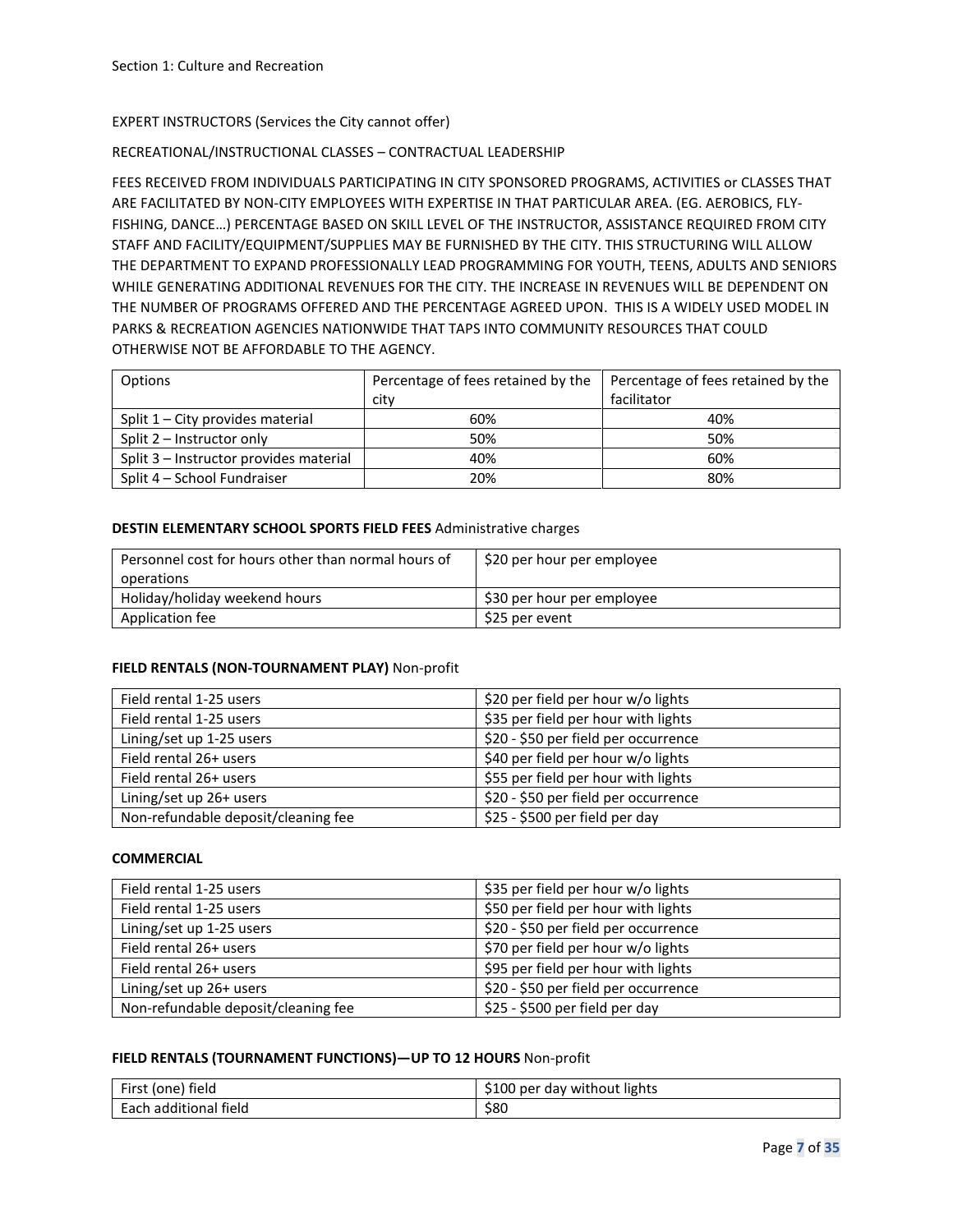Section 1: Culture and Recreation

EXPERT INSTRUCTORS (Services the City cannot offer)

RECREATIONAL/INSTRUCTIONAL CLASSES – CONTRACTUAL LEADERSHIP

FEES RECEIVED FROM INDIVIDUALS PARTICIPATING IN CITY SPONSORED PROGRAMS, ACTIVITIES or CLASSES THAT ARE FACILITATED BY NON-CITY EMPLOYEES WITH EXPERTISE IN THAT PARTICULAR AREA. (EG. AEROBICS, FLY-FISHING, DANCE…) PERCENTAGE BASED ON SKILL LEVEL OF THE INSTRUCTOR, ASSISTANCE REQUIRED FROM CITY STAFF AND FACILITY/EQUIPMENT/SUPPLIES MAY BE FURNISHED BY THE CITY. THIS STRUCTURING WILL ALLOW THE DEPARTMENT TO EXPAND PROFESSIONALLY LEAD PROGRAMMING FOR YOUTH, TEENS, ADULTS AND SENIORS WHILE GENERATING ADDITIONAL REVENUES FOR THE CITY. THE INCREASE IN REVENUES WILL BE DEPENDENT ON THE NUMBER OF PROGRAMS OFFERED AND THE PERCENTAGE AGREED UPON. THIS IS A WIDELY USED MODEL IN PARKS & RECREATION AGENCIES NATIONWIDE THAT TAPS INTO COMMUNITY RESOURCES THAT COULD OTHERWISE NOT BE AFFORDABLE TO THE AGENCY.

| Options | Percentage of fees retained by the city | Percentage of fees retained by the facilitator |
|---|---|---|
| Split 1 – City provides material | 60% | 40% |
| Split 2 – Instructor only | 50% | 50% |
| Split 3 – Instructor provides material | 40% | 60% |
| Split 4 – School Fundraiser | 20% | 80% |

**DESTIN ELEMENTARY SCHOOL SPORTS FIELD FEES** Administrative charges

| | |
|---|---|
| Personnel cost for hours other than normal hours of operations | $20 per hour per employee |
| Holiday/holiday weekend hours | $30 per hour per employee |
| Application fee | $25 per event |

**FIELD RENTALS (NON-TOURNAMENT PLAY)** Non-profit

| | |
|---|---|
| Field rental 1-25 users | $20 per field per hour w/o lights |
| Field rental 1-25 users | $35 per field per hour with lights |
| Lining/set up 1-25 users | $20 - $50 per field per occurrence |
| Field rental 26+ users | $40 per field per hour w/o lights |
| Field rental 26+ users | $55 per field per hour with lights |
| Lining/set up 26+ users | $20 - $50 per field per occurrence |
| Non-refundable deposit/cleaning fee | $25 - $500 per field per day |

**COMMERCIAL**

| | |
|---|---|
| Field rental 1-25 users | $35 per field per hour w/o lights |
| Field rental 1-25 users | $50 per field per hour with lights |
| Lining/set up 1-25 users | $20 - $50 per field per occurrence |
| Field rental 26+ users | $70 per field per hour w/o lights |
| Field rental 26+ users | $95 per field per hour with lights |
| Lining/set up 26+ users | $20 - $50 per field per occurrence |
| Non-refundable deposit/cleaning fee | $25 - $500 per field per day |

**FIELD RENTALS (TOURNAMENT FUNCTIONS)—UP TO 12 HOURS** Non-profit

| | |
|---|---|
| First (one) field | $100 per day without lights |
| Each additional field | $80 |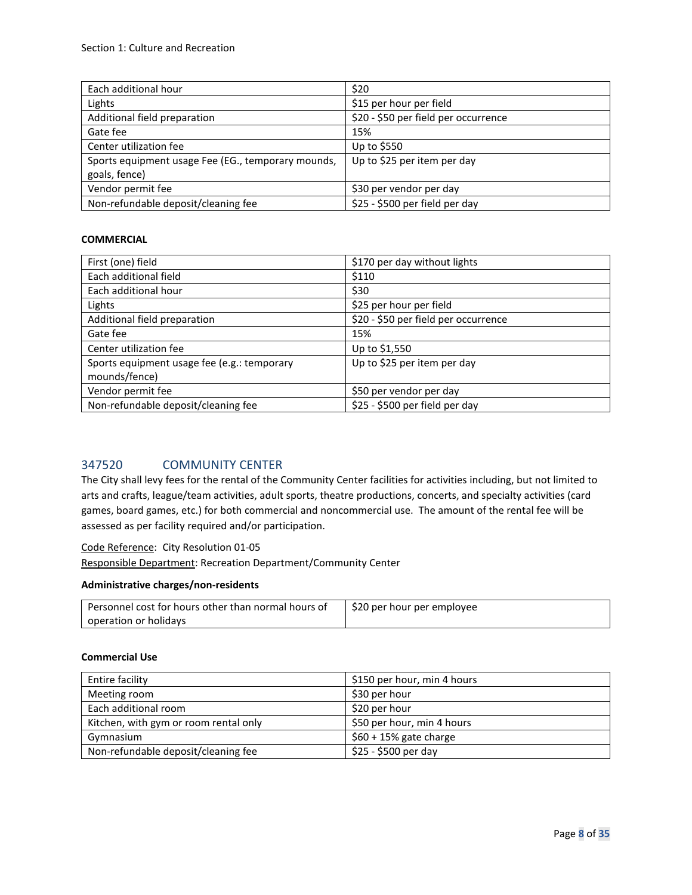| Each additional hour | $20 |
| --- | --- |
| Lights | $15 per hour per field |
| Additional field preparation | $20 - $50 per field per occurrence |
| Gate fee | 15% |
| Center utilization fee | Up to $550 |
| Sports equipment usage Fee (EG., temporary mounds, goals, fence) | Up to $25 per item per day |
| Vendor permit fee | $30 per vendor per day |
| Non-refundable deposit/cleaning fee | $25 - $500 per field per day |

**COMMERCIAL**

| First (one) field | $170 per day without lights |
| --- | --- |
| Each additional field | $110 |
| Each additional hour | $30 |
| Lights | $25 per hour per field |
| Additional field preparation | $20 - $50 per field per occurrence |
| Gate fee | 15% |
| Center utilization fee | Up to $1,550 |
| Sports equipment usage fee (e.g.: temporary mounds/fence) | Up to $25 per item per day |
| Vendor permit fee | $50 per vendor per day |
| Non-refundable deposit/cleaning fee | $25 - $500 per field per day |

## 347520 COMMUNITY CENTER

The City shall levy fees for the rental of the Community Center facilities for activities including, but not limited to arts and crafts, league/team activities, adult sports, theatre productions, concerts, and specialty activities (card games, board games, etc.) for both commercial and noncommercial use. The amount of the rental fee will be assessed as per facility required and/or participation.

Code Reference: City Resolution 01-05
Responsible Department: Recreation Department/Community Center

**Administrative charges/non-residents**

| Personnel cost for hours other than normal hours of operation or holidays | $20 per hour per employee |
| --- | --- |

**Commercial Use**

| Entire facility | $150 per hour, min 4 hours |
| --- | --- |
| Meeting room | $30 per hour |
| Each additional room | $20 per hour |
| Kitchen, with gym or room rental only | $50 per hour, min 4 hours |
| Gymnasium | $60 + 15% gate charge |
| Non-refundable deposit/cleaning fee | $25 - $500 per day |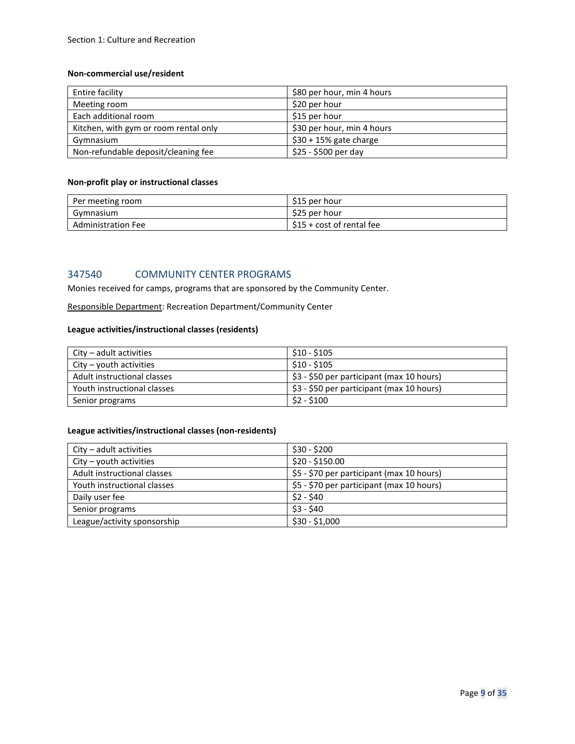**Non-commercial use/resident**

| | |
|---|---|
| Entire facility | $80 per hour, min 4 hours |
| Meeting room | $20 per hour |
| Each additional room | $15 per hour |
| Kitchen, with gym or room rental only | $30 per hour, min 4 hours |
| Gymnasium | $30 + 15% gate charge |
| Non-refundable deposit/cleaning fee | $25 - $500 per day |

**Non-profit play or instructional classes**

| | |
|---|---|
| Per meeting room | $15 per hour |
| Gymnasium | $25 per hour |
| Administration Fee | $15 + cost of rental fee |

## 347540 COMMUNITY CENTER PROGRAMS

Monies received for camps, programs that are sponsored by the Community Center.

Responsible Department: Recreation Department/Community Center

**League activities/instructional classes (residents)**

| | |
|---|---|
| City – adult activities | $10 - $105 |
| City – youth activities | $10 - $105 |
| Adult instructional classes | $3 - $50 per participant (max 10 hours) |
| Youth instructional classes | $3 - $50 per participant (max 10 hours) |
| Senior programs | $2 - $100 |

**League activities/instructional classes (non-residents)**

| | |
|---|---|
| City – adult activities | $30 - $200 |
| City – youth activities | $20 - $150.00 |
| Adult instructional classes | $5 - $70 per participant (max 10 hours) |
| Youth instructional classes | $5 - $70 per participant (max 10 hours) |
| Daily user fee | $2 - $40 |
| Senior programs | $3 - $40 |
| League/activity sponsorship | $30 - $1,000 |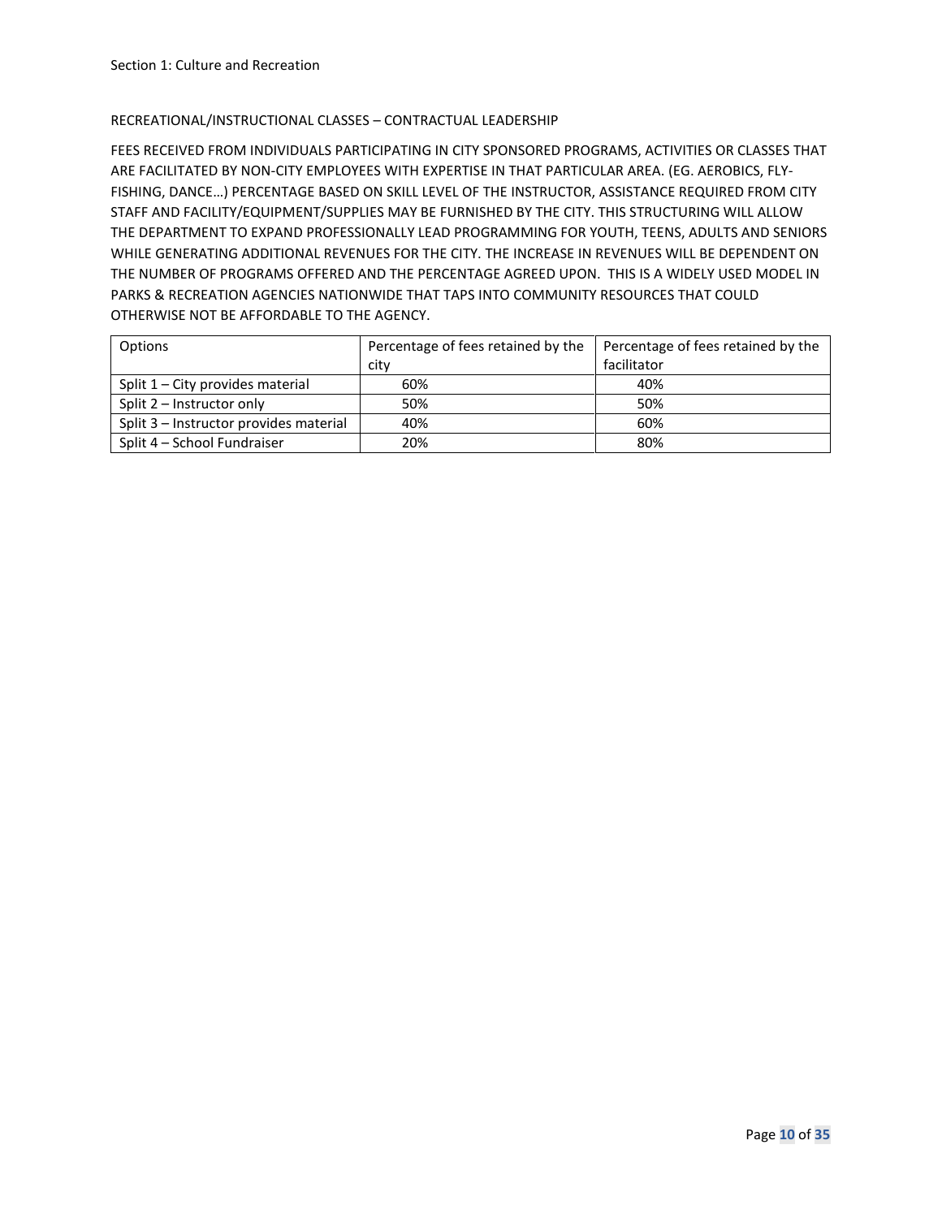Section 1: Culture and Recreation

## RECREATIONAL/INSTRUCTIONAL CLASSES – CONTRACTUAL LEADERSHIP

FEES RECEIVED FROM INDIVIDUALS PARTICIPATING IN CITY SPONSORED PROGRAMS, ACTIVITIES OR CLASSES THAT ARE FACILITATED BY NON-CITY EMPLOYEES WITH EXPERTISE IN THAT PARTICULAR AREA. (EG. AEROBICS, FLY-FISHING, DANCE…) PERCENTAGE BASED ON SKILL LEVEL OF THE INSTRUCTOR, ASSISTANCE REQUIRED FROM CITY STAFF AND FACILITY/EQUIPMENT/SUPPLIES MAY BE FURNISHED BY THE CITY. THIS STRUCTURING WILL ALLOW THE DEPARTMENT TO EXPAND PROFESSIONALLY LEAD PROGRAMMING FOR YOUTH, TEENS, ADULTS AND SENIORS WHILE GENERATING ADDITIONAL REVENUES FOR THE CITY. THE INCREASE IN REVENUES WILL BE DEPENDENT ON THE NUMBER OF PROGRAMS OFFERED AND THE PERCENTAGE AGREED UPON. THIS IS A WIDELY USED MODEL IN PARKS & RECREATION AGENCIES NATIONWIDE THAT TAPS INTO COMMUNITY RESOURCES THAT COULD OTHERWISE NOT BE AFFORDABLE TO THE AGENCY.

| Options | Percentage of fees retained by the city | Percentage of fees retained by the facilitator |
|---|---|---|
| Split 1 – City provides material | 60% | 40% |
| Split 2 – Instructor only | 50% | 50% |
| Split 3 – Instructor provides material | 40% | 60% |
| Split 4 – School Fundraiser | 20% | 80% |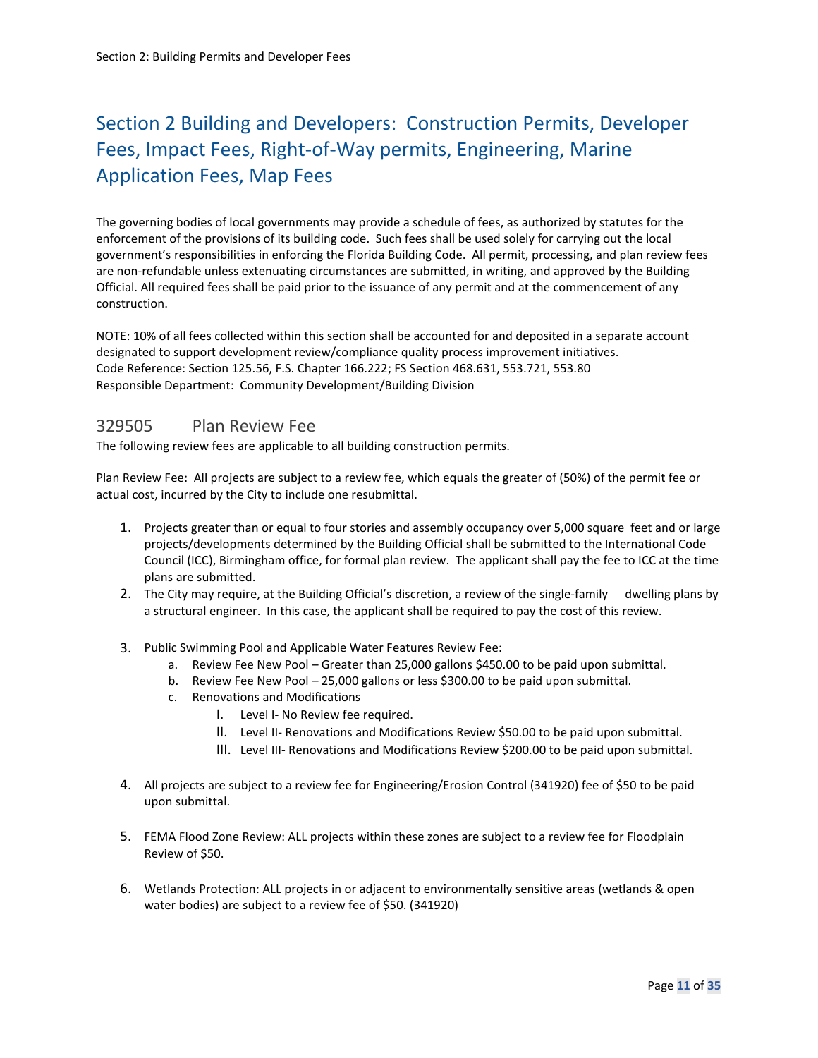# Section 2 Building and Developers: Construction Permits, Developer Fees, Impact Fees, Right-of-Way permits, Engineering, Marine Application Fees, Map Fees

The governing bodies of local governments may provide a schedule of fees, as authorized by statutes for the enforcement of the provisions of its building code. Such fees shall be used solely for carrying out the local government's responsibilities in enforcing the Florida Building Code. All permit, processing, and plan review fees are non-refundable unless extenuating circumstances are submitted, in writing, and approved by the Building Official. All required fees shall be paid prior to the issuance of any permit and at the commencement of any construction.

NOTE: 10% of all fees collected within this section shall be accounted for and deposited in a separate account designated to support development review/compliance quality process improvement initiatives.
Code Reference: Section 125.56, F.S. Chapter 166.222; FS Section 468.631, 553.721, 553.80
Responsible Department: Community Development/Building Division

## 329505 Plan Review Fee

The following review fees are applicable to all building construction permits.

Plan Review Fee: All projects are subject to a review fee, which equals the greater of (50%) of the permit fee or actual cost, incurred by the City to include one resubmittal.

1. Projects greater than or equal to four stories and assembly occupancy over 5,000 square feet and or large projects/developments determined by the Building Official shall be submitted to the International Code Council (ICC), Birmingham office, for formal plan review. The applicant shall pay the fee to ICC at the time plans are submitted.
2. The City may require, at the Building Official's discretion, a review of the single-family dwelling plans by a structural engineer. In this case, the applicant shall be required to pay the cost of this review.
3. Public Swimming Pool and Applicable Water Features Review Fee:
   a. Review Fee New Pool – Greater than 25,000 gallons $450.00 to be paid upon submittal.
   b. Review Fee New Pool – 25,000 gallons or less $300.00 to be paid upon submittal.
   c. Renovations and Modifications
      I. Level I- No Review fee required.
      II. Level II- Renovations and Modifications Review $50.00 to be paid upon submittal.
      III. Level III- Renovations and Modifications Review $200.00 to be paid upon submittal.
4. All projects are subject to a review fee for Engineering/Erosion Control (341920) fee of $50 to be paid upon submittal.
5. FEMA Flood Zone Review: ALL projects within these zones are subject to a review fee for Floodplain Review of $50.
6. Wetlands Protection: ALL projects in or adjacent to environmentally sensitive areas (wetlands & open water bodies) are subject to a review fee of $50. (341920)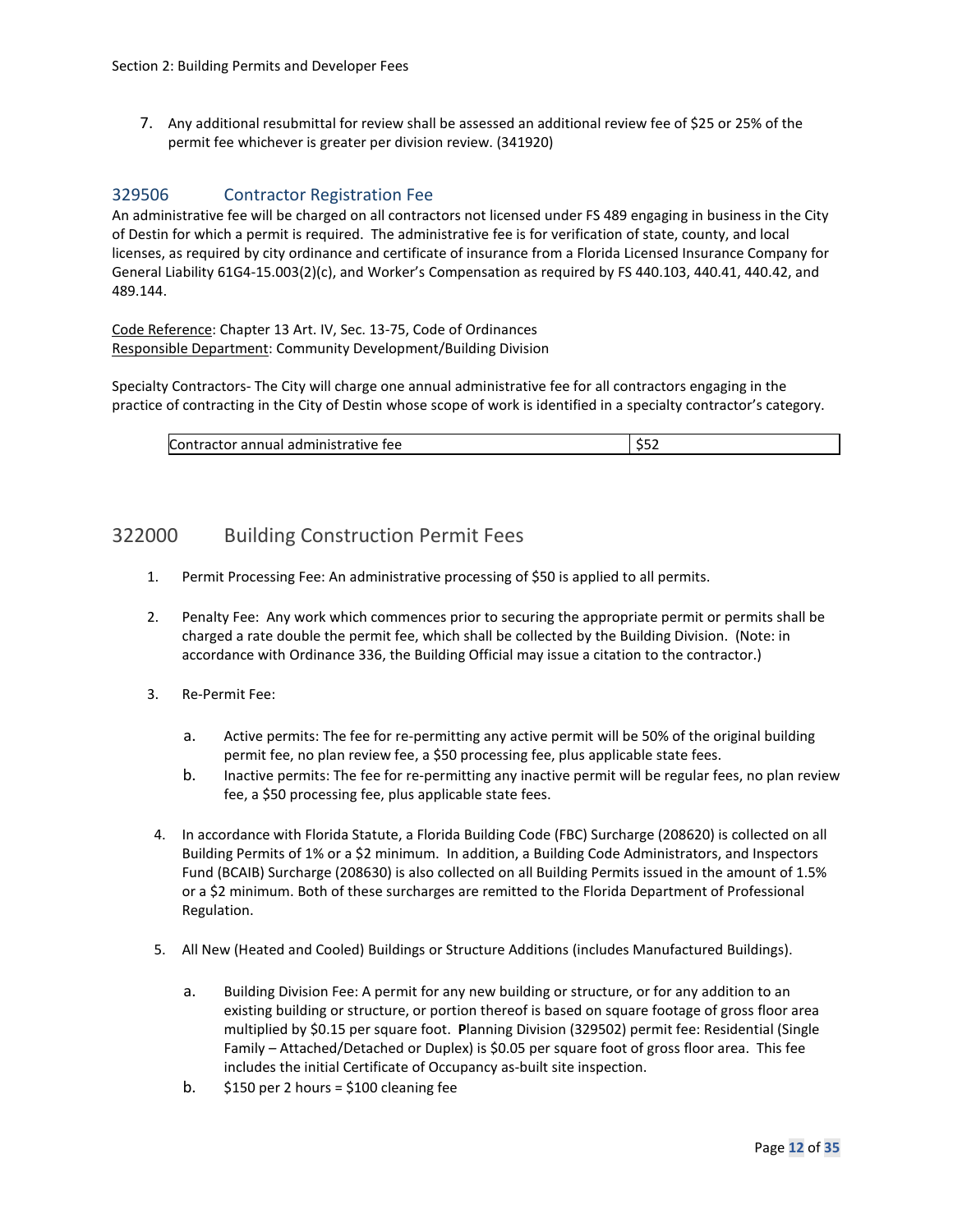7. Any additional resubmittal for review shall be assessed an additional review fee of $25 or 25% of the permit fee whichever is greater per division review. (341920)

## 329506 Contractor Registration Fee

An administrative fee will be charged on all contractors not licensed under FS 489 engaging in business in the City of Destin for which a permit is required. The administrative fee is for verification of state, county, and local licenses, as required by city ordinance and certificate of insurance from a Florida Licensed Insurance Company for General Liability 61G4-15.003(2)(c), and Worker's Compensation as required by FS 440.103, 440.41, 440.42, and 489.144.

Code Reference: Chapter 13 Art. IV, Sec. 13-75, Code of Ordinances
Responsible Department: Community Development/Building Division

Specialty Contractors- The City will charge one annual administrative fee for all contractors engaging in the practice of contracting in the City of Destin whose scope of work is identified in a specialty contractor's category.

| Contractor annual administrative fee | $52 |
|---|---|

## 322000 Building Construction Permit Fees

1. Permit Processing Fee: An administrative processing of $50 is applied to all permits.

2. Penalty Fee: Any work which commences prior to securing the appropriate permit or permits shall be charged a rate double the permit fee, which shall be collected by the Building Division. (Note: in accordance with Ordinance 336, the Building Official may issue a citation to the contractor.)

3. Re-Permit Fee:

   a. Active permits: The fee for re-permitting any active permit will be 50% of the original building permit fee, no plan review fee, a $50 processing fee, plus applicable state fees.

   b. Inactive permits: The fee for re-permitting any inactive permit will be regular fees, no plan review fee, a $50 processing fee, plus applicable state fees.

4. In accordance with Florida Statute, a Florida Building Code (FBC) Surcharge (208620) is collected on all Building Permits of 1% or a $2 minimum. In addition, a Building Code Administrators, and Inspectors Fund (BCAIB) Surcharge (208630) is also collected on all Building Permits issued in the amount of 1.5% or a $2 minimum. Both of these surcharges are remitted to the Florida Department of Professional Regulation.

5. All New (Heated and Cooled) Buildings or Structure Additions (includes Manufactured Buildings).

   a. Building Division Fee: A permit for any new building or structure, or for any addition to an existing building or structure, or portion thereof is based on square footage of gross floor area multiplied by $0.15 per square foot. **P**lanning Division (329502) permit fee: Residential (Single Family – Attached/Detached or Duplex) is $0.05 per square foot of gross floor area. This fee includes the initial Certificate of Occupancy as-built site inspection.

   b. $150 per 2 hours = $100 cleaning fee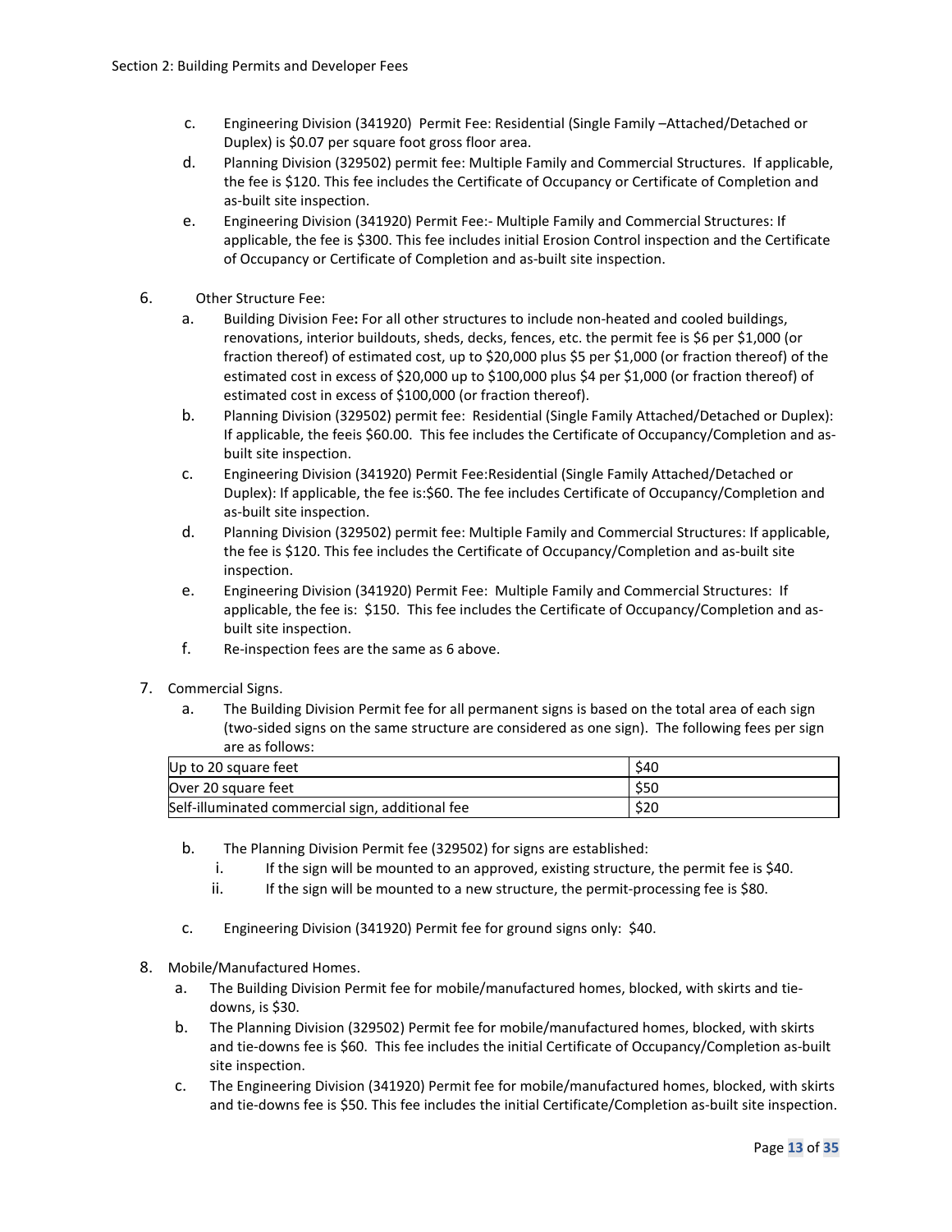c. Engineering Division (341920) Permit Fee: Residential (Single Family –Attached/Detached or Duplex) is $0.07 per square foot gross floor area.

d. Planning Division (329502) permit fee: Multiple Family and Commercial Structures. If applicable, the fee is $120. This fee includes the Certificate of Occupancy or Certificate of Completion and as-built site inspection.

e. Engineering Division (341920) Permit Fee:- Multiple Family and Commercial Structures: If applicable, the fee is $300. This fee includes initial Erosion Control inspection and the Certificate of Occupancy or Certificate of Completion and as-built site inspection.

6. Other Structure Fee:

   a. Building Division Fee**:** For all other structures to include non-heated and cooled buildings, renovations, interior buildouts, sheds, decks, fences, etc. the permit fee is $6 per $1,000 (or fraction thereof) of estimated cost, up to $20,000 plus $5 per $1,000 (or fraction thereof) of the estimated cost in excess of $20,000 up to $100,000 plus $4 per $1,000 (or fraction thereof) of estimated cost in excess of $100,000 (or fraction thereof).

   b. Planning Division (329502) permit fee: Residential (Single Family Attached/Detached or Duplex): If applicable, the feeis $60.00. This fee includes the Certificate of Occupancy/Completion and as-built site inspection.

   c. Engineering Division (341920) Permit Fee:Residential (Single Family Attached/Detached or Duplex): If applicable, the fee is:$60. The fee includes Certificate of Occupancy/Completion and as-built site inspection.

   d. Planning Division (329502) permit fee: Multiple Family and Commercial Structures: If applicable, the fee is $120. This fee includes the Certificate of Occupancy/Completion and as-built site inspection.

   e. Engineering Division (341920) Permit Fee: Multiple Family and Commercial Structures: If applicable, the fee is: $150. This fee includes the Certificate of Occupancy/Completion and as-built site inspection.

   f. Re-inspection fees are the same as 6 above.

7. Commercial Signs.

   a. The Building Division Permit fee for all permanent signs is based on the total area of each sign (two-sided signs on the same structure are considered as one sign). The following fees per sign are as follows:

| | |
|---|---|
| Up to 20 square feet | $40 |
| Over 20 square feet | $50 |
| Self-illuminated commercial sign, additional fee | $20 |

   b. The Planning Division Permit fee (329502) for signs are established:

      i. If the sign will be mounted to an approved, existing structure, the permit fee is $40.

      ii. If the sign will be mounted to a new structure, the permit-processing fee is $80.

   c. Engineering Division (341920) Permit fee for ground signs only: $40.

8. Mobile/Manufactured Homes.

   a. The Building Division Permit fee for mobile/manufactured homes, blocked, with skirts and tie-downs, is $30.

   b. The Planning Division (329502) Permit fee for mobile/manufactured homes, blocked, with skirts and tie-downs fee is $60. This fee includes the initial Certificate of Occupancy/Completion as-built site inspection.

   c. The Engineering Division (341920) Permit fee for mobile/manufactured homes, blocked, with skirts and tie-downs fee is $50. This fee includes the initial Certificate/Completion as-built site inspection.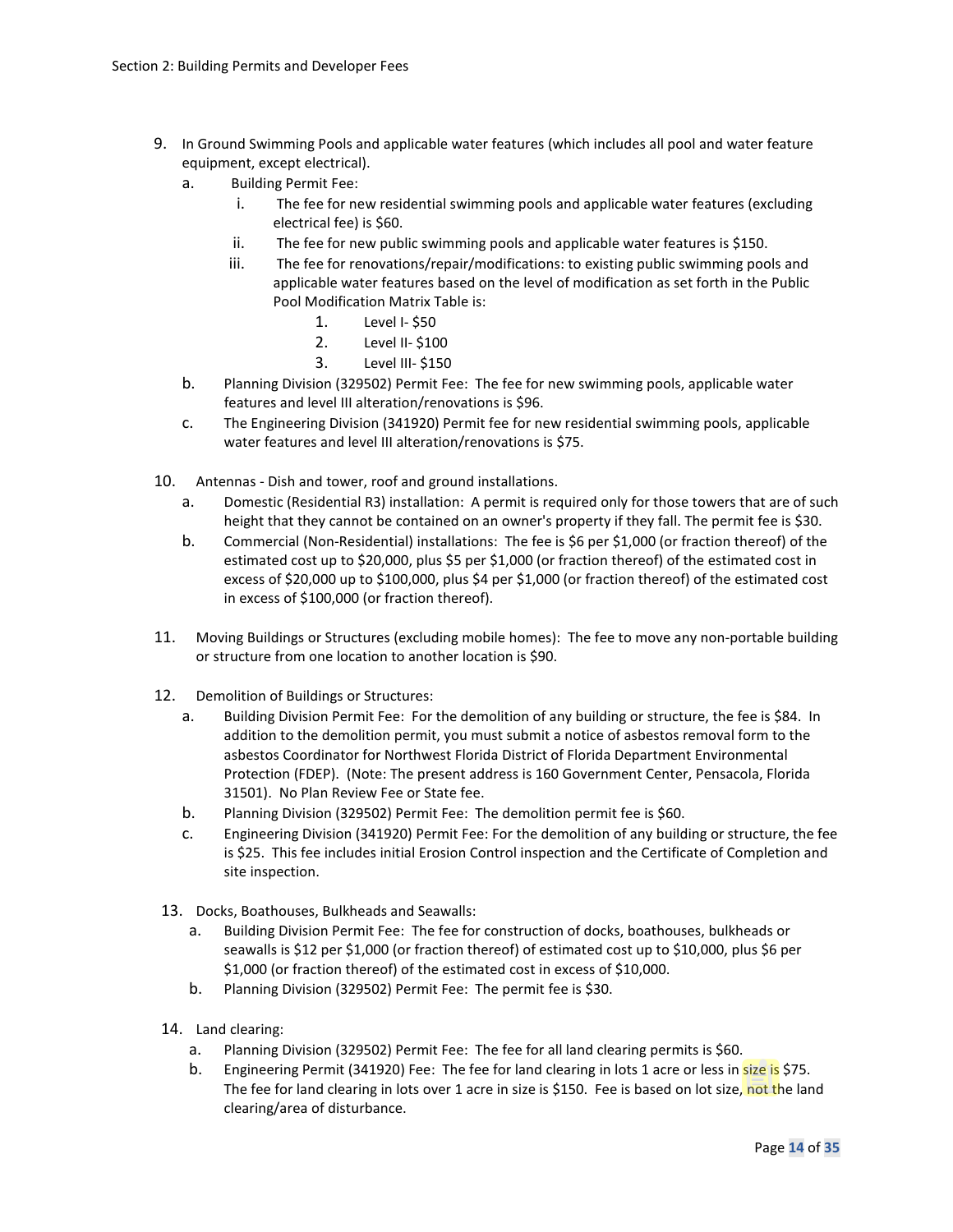9. In Ground Swimming Pools and applicable water features (which includes all pool and water feature equipment, except electrical).
   a. Building Permit Fee:
      i. The fee for new residential swimming pools and applicable water features (excluding electrical fee) is $60.
      ii. The fee for new public swimming pools and applicable water features is $150.
      iii. The fee for renovations/repair/modifications: to existing public swimming pools and applicable water features based on the level of modification as set forth in the Public Pool Modification Matrix Table is:
         1. Level I- $50
         2. Level II- $100
         3. Level III- $150
   b. Planning Division (329502) Permit Fee: The fee for new swimming pools, applicable water features and level III alteration/renovations is $96.
   c. The Engineering Division (341920) Permit fee for new residential swimming pools, applicable water features and level III alteration/renovations is $75.

10. Antennas - Dish and tower, roof and ground installations.
    a. Domestic (Residential R3) installation: A permit is required only for those towers that are of such height that they cannot be contained on an owner's property if they fall. The permit fee is $30.
    b. Commercial (Non-Residential) installations: The fee is $6 per $1,000 (or fraction thereof) of the estimated cost up to $20,000, plus $5 per $1,000 (or fraction thereof) of the estimated cost in excess of $20,000 up to $100,000, plus $4 per $1,000 (or fraction thereof) of the estimated cost in excess of $100,000 (or fraction thereof).

11. Moving Buildings or Structures (excluding mobile homes): The fee to move any non-portable building or structure from one location to another location is $90.

12. Demolition of Buildings or Structures:
    a. Building Division Permit Fee: For the demolition of any building or structure, the fee is $84. In addition to the demolition permit, you must submit a notice of asbestos removal form to the asbestos Coordinator for Northwest Florida District of Florida Department Environmental Protection (FDEP). (Note: The present address is 160 Government Center, Pensacola, Florida 31501). No Plan Review Fee or State fee.
    b. Planning Division (329502) Permit Fee: The demolition permit fee is $60.
    c. Engineering Division (341920) Permit Fee: For the demolition of any building or structure, the fee is $25. This fee includes initial Erosion Control inspection and the Certificate of Completion and site inspection.

13. Docks, Boathouses, Bulkheads and Seawalls:
    a. Building Division Permit Fee: The fee for construction of docks, boathouses, bulkheads or seawalls is $12 per $1,000 (or fraction thereof) of estimated cost up to $10,000, plus $6 per $1,000 (or fraction thereof) of the estimated cost in excess of $10,000.
    b. Planning Division (329502) Permit Fee: The permit fee is $30.

14. Land clearing:
    a. Planning Division (329502) Permit Fee: The fee for all land clearing permits is $60.
    b. Engineering Permit (341920) Fee: The fee for land clearing in lots 1 acre or less in size is $75. The fee for land clearing in lots over 1 acre in size is $150. Fee is based on lot size, not the land clearing/area of disturbance.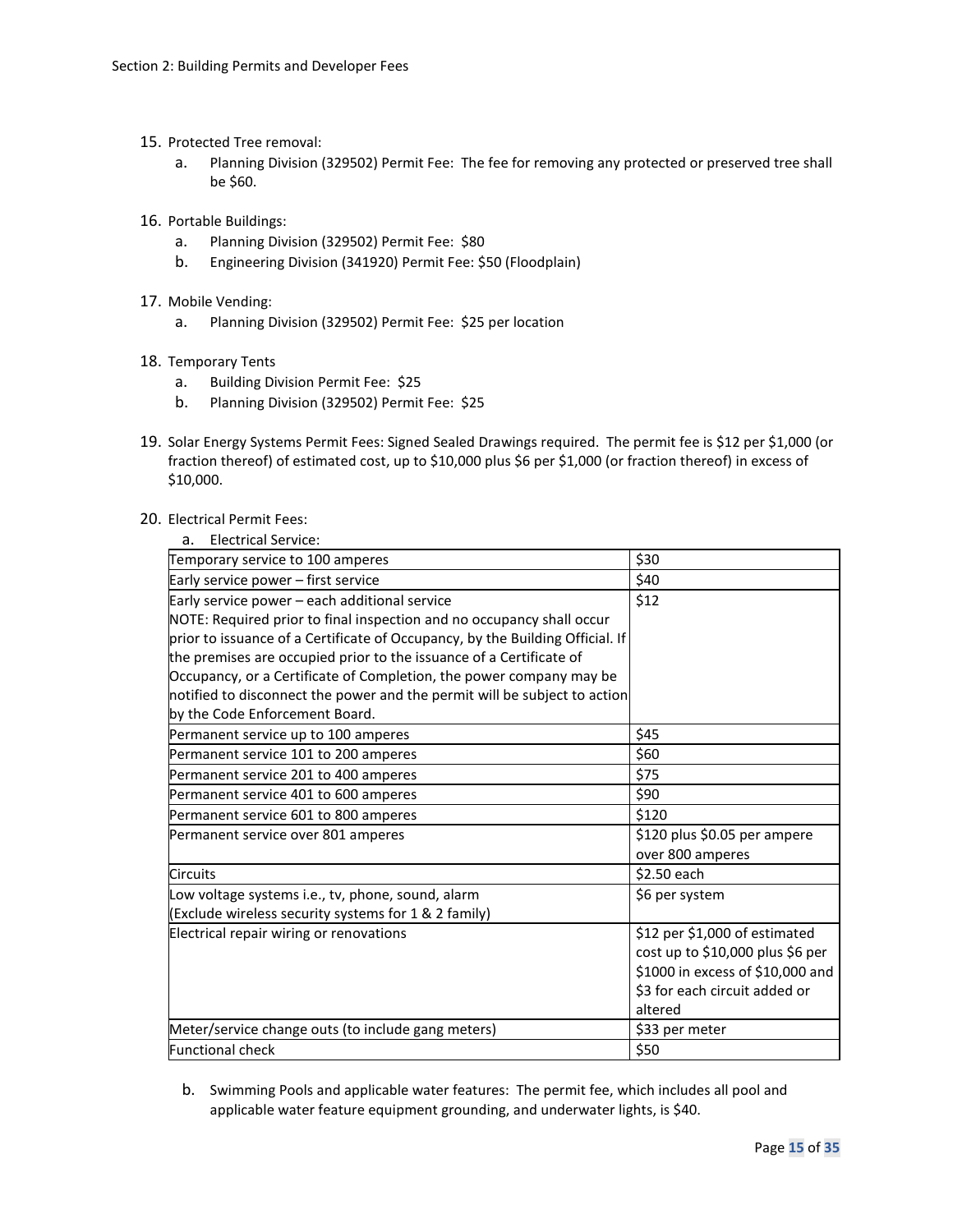15. Protected Tree removal:
    a. Planning Division (329502) Permit Fee: The fee for removing any protected or preserved tree shall be $60.

16. Portable Buildings:
    a. Planning Division (329502) Permit Fee: $80
    b. Engineering Division (341920) Permit Fee: $50 (Floodplain)

17. Mobile Vending:
    a. Planning Division (329502) Permit Fee: $25 per location

18. Temporary Tents
    a. Building Division Permit Fee: $25
    b. Planning Division (329502) Permit Fee: $25

19. Solar Energy Systems Permit Fees: Signed Sealed Drawings required. The permit fee is $12 per $1,000 (or fraction thereof) of estimated cost, up to $10,000 plus $6 per $1,000 (or fraction thereof) in excess of $10,000.

20. Electrical Permit Fees:
    a. Electrical Service:

| | |
|---|---|
| Temporary service to 100 amperes | $30 |
| Early service power – first service | $40 |
| Early service power – each additional service<br>NOTE: Required prior to final inspection and no occupancy shall occur prior to issuance of a Certificate of Occupancy, by the Building Official. If the premises are occupied prior to the issuance of a Certificate of Occupancy, or a Certificate of Completion, the power company may be notified to disconnect the power and the permit will be subject to action by the Code Enforcement Board. | $12 |
| Permanent service up to 100 amperes | $45 |
| Permanent service 101 to 200 amperes | $60 |
| Permanent service 201 to 400 amperes | $75 |
| Permanent service 401 to 600 amperes | $90 |
| Permanent service 601 to 800 amperes | $120 |
| Permanent service over 801 amperes | $120 plus $0.05 per ampere over 800 amperes |
| Circuits | $2.50 each |
| Low voltage systems i.e., tv, phone, sound, alarm<br>(Exclude wireless security systems for 1 & 2 family) | $6 per system |
| Electrical repair wiring or renovations | $12 per $1,000 of estimated cost up to $10,000 plus $6 per $1000 in excess of $10,000 and $3 for each circuit added or altered |
| Meter/service change outs (to include gang meters) | $33 per meter |
| Functional check | $50 |

    b. Swimming Pools and applicable water features: The permit fee, which includes all pool and applicable water feature equipment grounding, and underwater lights, is $40.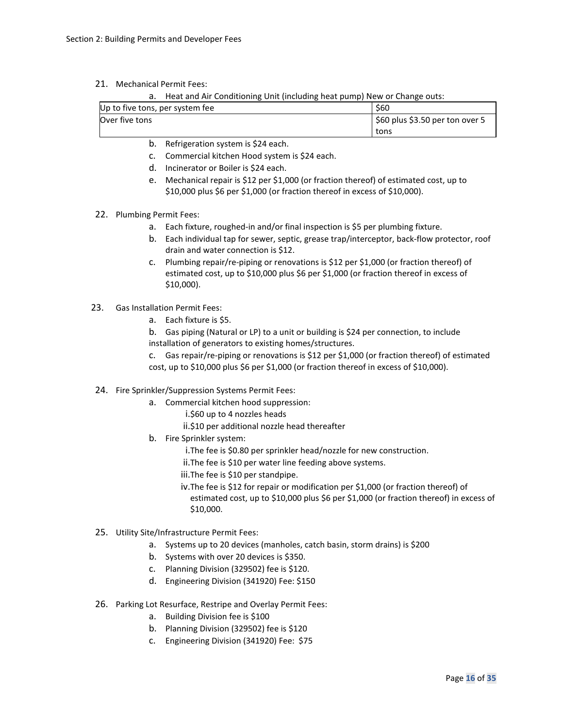21. Mechanical Permit Fees:
    a. Heat and Air Conditioning Unit (including heat pump) New or Change outs:

| Up to five tons, per system fee | $60 |
|---|---|
| Over five tons | $60 plus $3.50 per ton over 5 tons |

    b. Refrigeration system is $24 each.
    c. Commercial kitchen Hood system is $24 each.
    d. Incinerator or Boiler is $24 each.
    e. Mechanical repair is $12 per $1,000 (or fraction thereof) of estimated cost, up to $10,000 plus $6 per $1,000 (or fraction thereof in excess of $10,000).

22. Plumbing Permit Fees:
    a. Each fixture, roughed-in and/or final inspection is $5 per plumbing fixture.
    b. Each individual tap for sewer, septic, grease trap/interceptor, back-flow protector, roof drain and water connection is $12.
    c. Plumbing repair/re-piping or renovations is $12 per $1,000 (or fraction thereof) of estimated cost, up to $10,000 plus $6 per $1,000 (or fraction thereof in excess of $10,000).

23. Gas Installation Permit Fees:
    a. Each fixture is $5.
    b. Gas piping (Natural or LP) to a unit or building is $24 per connection, to include installation of generators to existing homes/structures.
    c. Gas repair/re-piping or renovations is $12 per $1,000 (or fraction thereof) of estimated cost, up to $10,000 plus $6 per $1,000 (or fraction thereof in excess of $10,000).

24. Fire Sprinkler/Suppression Systems Permit Fees:
    a. Commercial kitchen hood suppression:
        i. $60 up to 4 nozzles heads
        ii. $10 per additional nozzle head thereafter
    b. Fire Sprinkler system:
        i. The fee is $0.80 per sprinkler head/nozzle for new construction.
        ii. The fee is $10 per water line feeding above systems.
        iii. The fee is $10 per standpipe.
        iv. The fee is $12 for repair or modification per $1,000 (or fraction thereof) of estimated cost, up to $10,000 plus $6 per $1,000 (or fraction thereof) in excess of $10,000.

25. Utility Site/Infrastructure Permit Fees:
    a. Systems up to 20 devices (manholes, catch basin, storm drains) is $200
    b. Systems with over 20 devices is $350.
    c. Planning Division (329502) fee is $120.
    d. Engineering Division (341920) Fee: $150

26. Parking Lot Resurface, Restripe and Overlay Permit Fees:
    a. Building Division fee is $100
    b. Planning Division (329502) fee is $120
    c. Engineering Division (341920) Fee: $75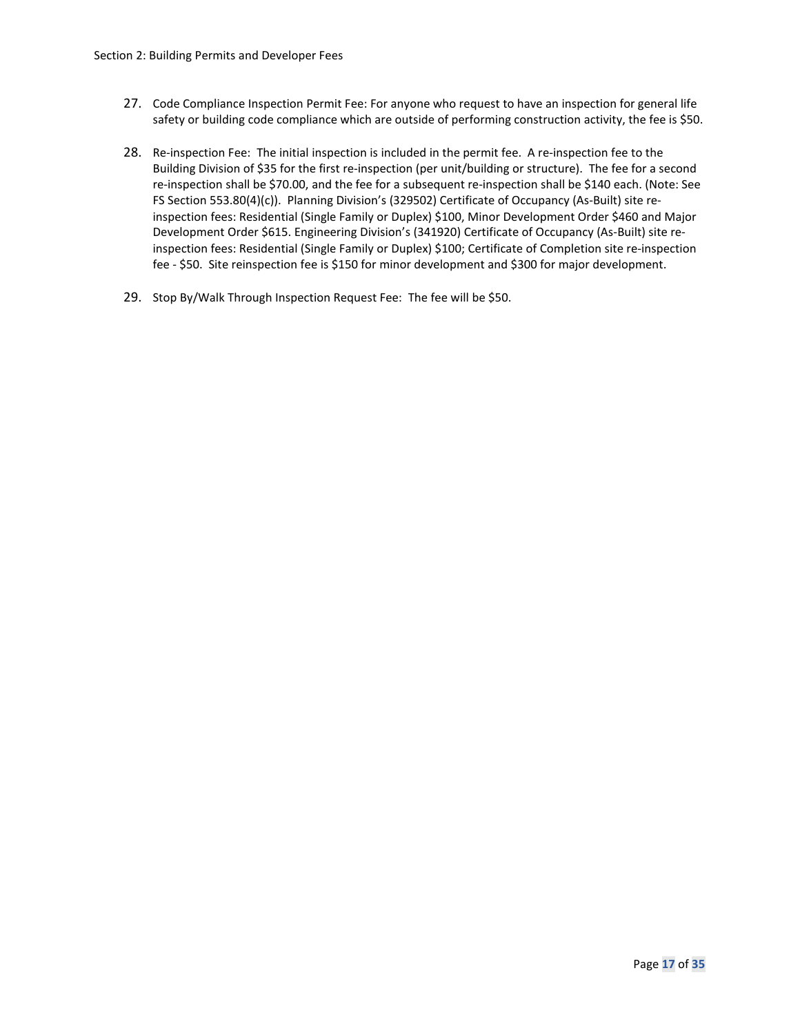27. Code Compliance Inspection Permit Fee: For anyone who request to have an inspection for general life safety or building code compliance which are outside of performing construction activity, the fee is $50.

28. Re-inspection Fee: The initial inspection is included in the permit fee. A re-inspection fee to the Building Division of $35 for the first re-inspection (per unit/building or structure). The fee for a second re-inspection shall be $70.00, and the fee for a subsequent re-inspection shall be $140 each. (Note: See FS Section 553.80(4)(c)). Planning Division's (329502) Certificate of Occupancy (As-Built) site re-inspection fees: Residential (Single Family or Duplex) $100, Minor Development Order $460 and Major Development Order $615. Engineering Division's (341920) Certificate of Occupancy (As-Built) site re-inspection fees: Residential (Single Family or Duplex) $100; Certificate of Completion site re-inspection fee - $50. Site reinspection fee is $150 for minor development and $300 for major development.

29. Stop By/Walk Through Inspection Request Fee: The fee will be $50.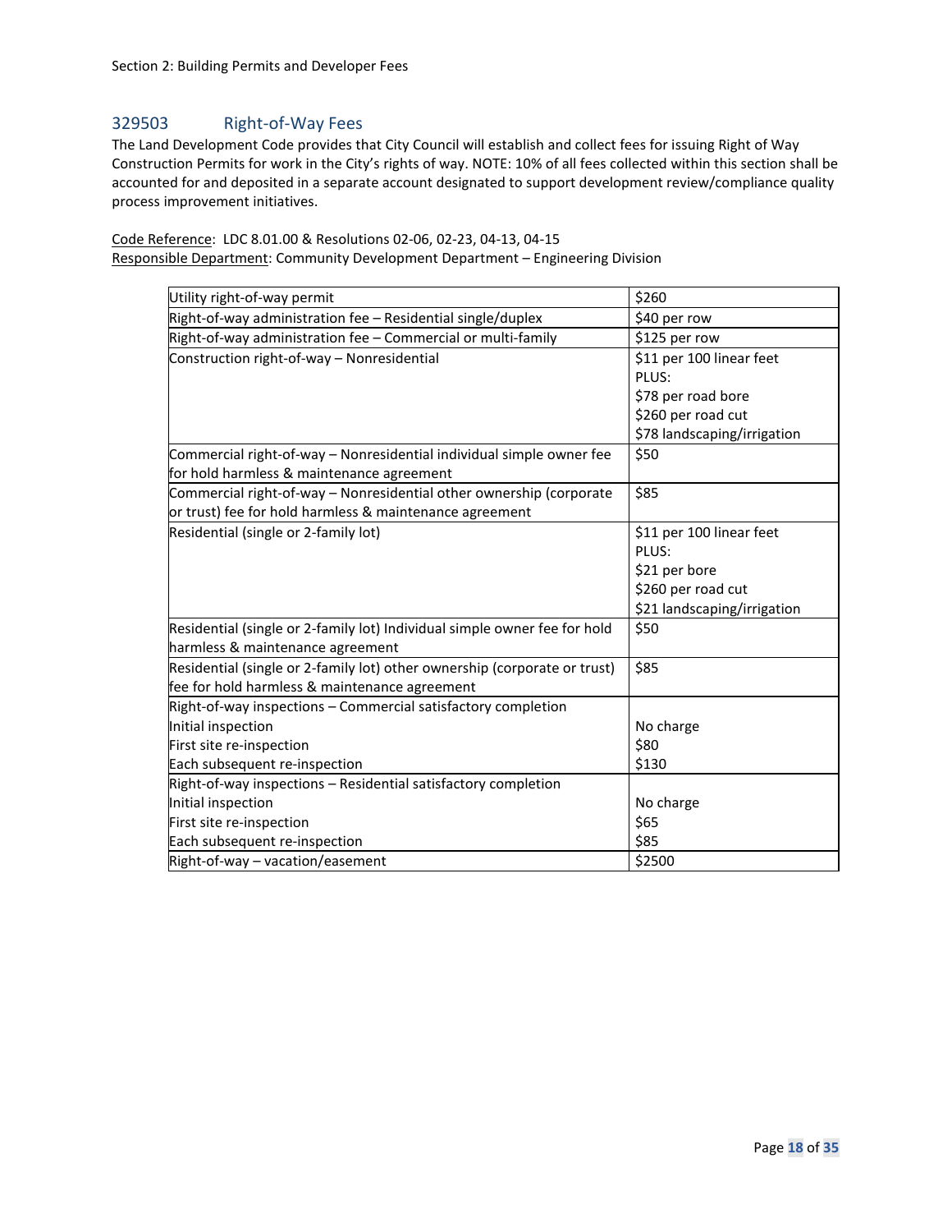## 329503 Right-of-Way Fees

The Land Development Code provides that City Council will establish and collect fees for issuing Right of Way Construction Permits for work in the City's rights of way. NOTE: 10% of all fees collected within this section shall be accounted for and deposited in a separate account designated to support development review/compliance quality process improvement initiatives.

Code Reference: LDC 8.01.00 & Resolutions 02-06, 02-23, 04-13, 04-15
Responsible Department: Community Development Department – Engineering Division

| | |
|---|---|
| Utility right-of-way permit | $260 |
| Right-of-way administration fee – Residential single/duplex | $40 per row |
| Right-of-way administration fee – Commercial or multi-family | $125 per row |
| Construction right-of-way – Nonresidential | $11 per 100 linear feet<br>PLUS:<br>$78 per road bore<br>$260 per road cut<br>$78 landscaping/irrigation |
| Commercial right-of-way – Nonresidential individual simple owner fee for hold harmless & maintenance agreement | $50 |
| Commercial right-of-way – Nonresidential other ownership (corporate or trust) fee for hold harmless & maintenance agreement | $85 |
| Residential (single or 2-family lot) | $11 per 100 linear feet<br>PLUS:<br>$21 per bore<br>$260 per road cut<br>$21 landscaping/irrigation |
| Residential (single or 2-family lot) Individual simple owner fee for hold harmless & maintenance agreement | $50 |
| Residential (single or 2-family lot) other ownership (corporate or trust) fee for hold harmless & maintenance agreement | $85 |
| Right-of-way inspections – Commercial satisfactory completion<br>Initial inspection<br>First site re-inspection<br>Each subsequent re-inspection | <br>No charge<br>$80<br>$130 |
| Right-of-way inspections – Residential satisfactory completion<br>Initial inspection<br>First site re-inspection<br>Each subsequent re-inspection | <br>No charge<br>$65<br>$85 |
| Right-of-way – vacation/easement | $2500 |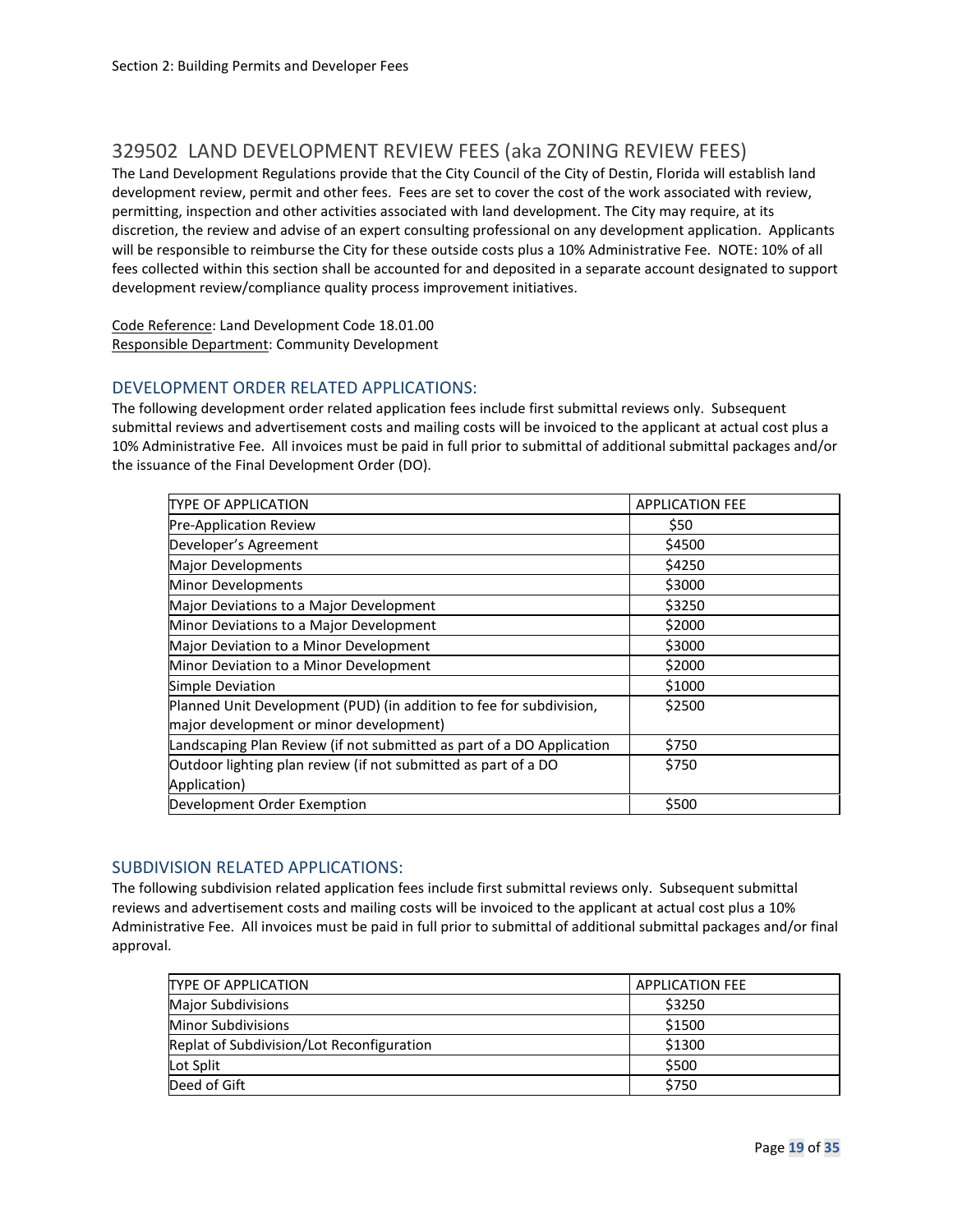# 329502 LAND DEVELOPMENT REVIEW FEES (aka ZONING REVIEW FEES)

The Land Development Regulations provide that the City Council of the City of Destin, Florida will establish land development review, permit and other fees. Fees are set to cover the cost of the work associated with review, permitting, inspection and other activities associated with land development. The City may require, at its discretion, the review and advise of an expert consulting professional on any development application. Applicants will be responsible to reimburse the City for these outside costs plus a 10% Administrative Fee. NOTE: 10% of all fees collected within this section shall be accounted for and deposited in a separate account designated to support development review/compliance quality process improvement initiatives.

Code Reference: Land Development Code 18.01.00
Responsible Department: Community Development

## DEVELOPMENT ORDER RELATED APPLICATIONS:

The following development order related application fees include first submittal reviews only. Subsequent submittal reviews and advertisement costs and mailing costs will be invoiced to the applicant at actual cost plus a 10% Administrative Fee. All invoices must be paid in full prior to submittal of additional submittal packages and/or the issuance of the Final Development Order (DO).

| TYPE OF APPLICATION | APPLICATION FEE |
|---|---|
| Pre-Application Review | $50 |
| Developer's Agreement | $4500 |
| Major Developments | $4250 |
| Minor Developments | $3000 |
| Major Deviations to a Major Development | $3250 |
| Minor Deviations to a Major Development | $2000 |
| Major Deviation to a Minor Development | $3000 |
| Minor Deviation to a Minor Development | $2000 |
| Simple Deviation | $1000 |
| Planned Unit Development (PUD) (in addition to fee for subdivision, major development or minor development) | $2500 |
| Landscaping Plan Review (if not submitted as part of a DO Application | $750 |
| Outdoor lighting plan review (if not submitted as part of a DO Application) | $750 |
| Development Order Exemption | $500 |

## SUBDIVISION RELATED APPLICATIONS:

The following subdivision related application fees include first submittal reviews only. Subsequent submittal reviews and advertisement costs and mailing costs will be invoiced to the applicant at actual cost plus a 10% Administrative Fee. All invoices must be paid in full prior to submittal of additional submittal packages and/or final approval.

| TYPE OF APPLICATION | APPLICATION FEE |
|---|---|
| Major Subdivisions | $3250 |
| Minor Subdivisions | $1500 |
| Replat of Subdivision/Lot Reconfiguration | $1300 |
| Lot Split | $500 |
| Deed of Gift | $750 |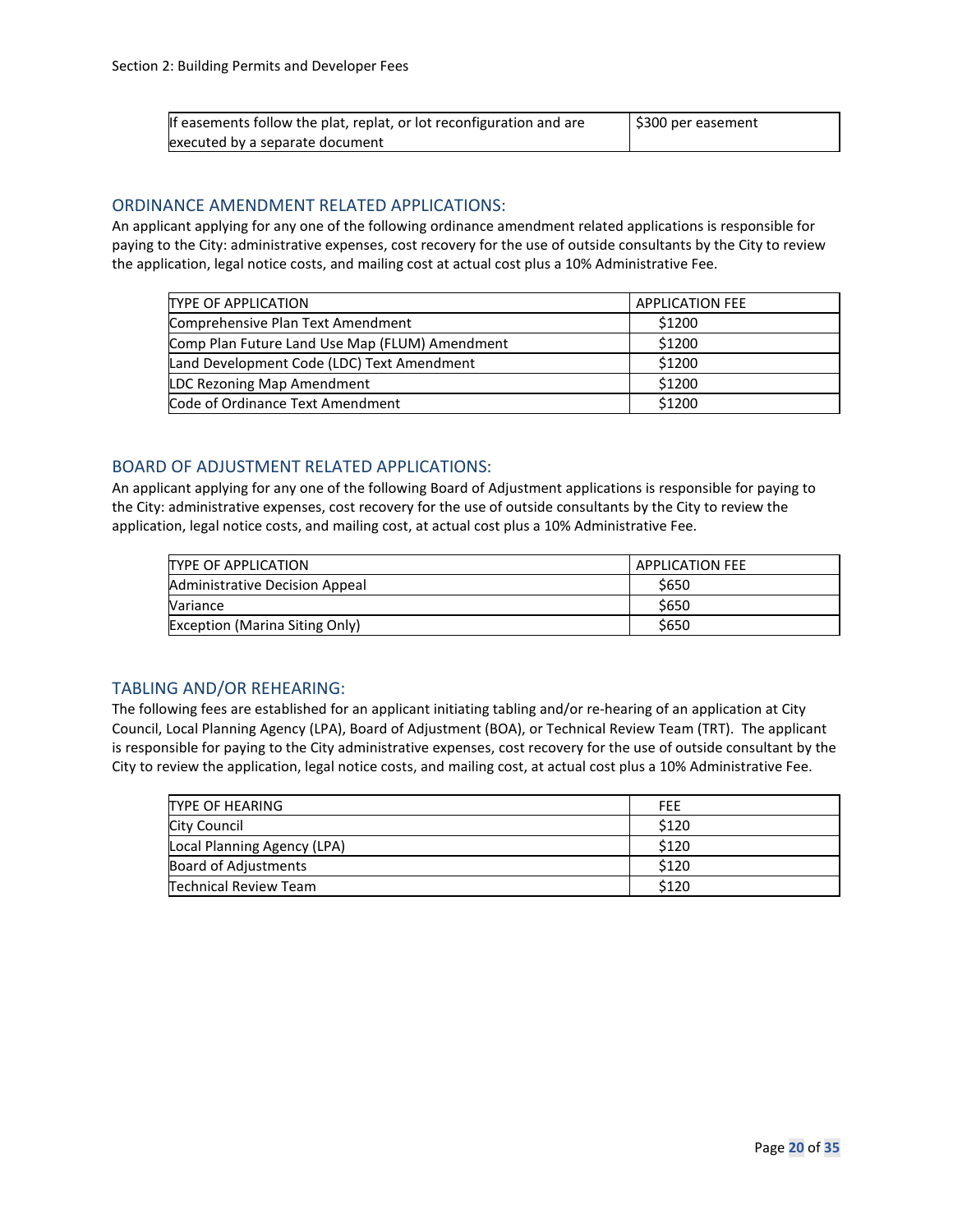| If easements follow the plat, replat, or lot reconfiguration and are executed by a separate document | $300 per easement |
|---|---|

## ORDINANCE AMENDMENT RELATED APPLICATIONS:

An applicant applying for any one of the following ordinance amendment related applications is responsible for paying to the City: administrative expenses, cost recovery for the use of outside consultants by the City to review the application, legal notice costs, and mailing cost at actual cost plus a 10% Administrative Fee.

| TYPE OF APPLICATION | APPLICATION FEE |
|---|---|
| Comprehensive Plan Text Amendment | $1200 |
| Comp Plan Future Land Use Map (FLUM) Amendment | $1200 |
| Land Development Code (LDC) Text Amendment | $1200 |
| LDC Rezoning Map Amendment | $1200 |
| Code of Ordinance Text Amendment | $1200 |

## BOARD OF ADJUSTMENT RELATED APPLICATIONS:

An applicant applying for any one of the following Board of Adjustment applications is responsible for paying to the City: administrative expenses, cost recovery for the use of outside consultants by the City to review the application, legal notice costs, and mailing cost, at actual cost plus a 10% Administrative Fee.

| TYPE OF APPLICATION | APPLICATION FEE |
|---|---|
| Administrative Decision Appeal | $650 |
| Variance | $650 |
| Exception (Marina Siting Only) | $650 |

## TABLING AND/OR REHEARING:

The following fees are established for an applicant initiating tabling and/or re-hearing of an application at City Council, Local Planning Agency (LPA), Board of Adjustment (BOA), or Technical Review Team (TRT). The applicant is responsible for paying to the City administrative expenses, cost recovery for the use of outside consultant by the City to review the application, legal notice costs, and mailing cost, at actual cost plus a 10% Administrative Fee.

| TYPE OF HEARING | FEE |
|---|---|
| City Council | $120 |
| Local Planning Agency (LPA) | $120 |
| Board of Adjustments | $120 |
| Technical Review Team | $120 |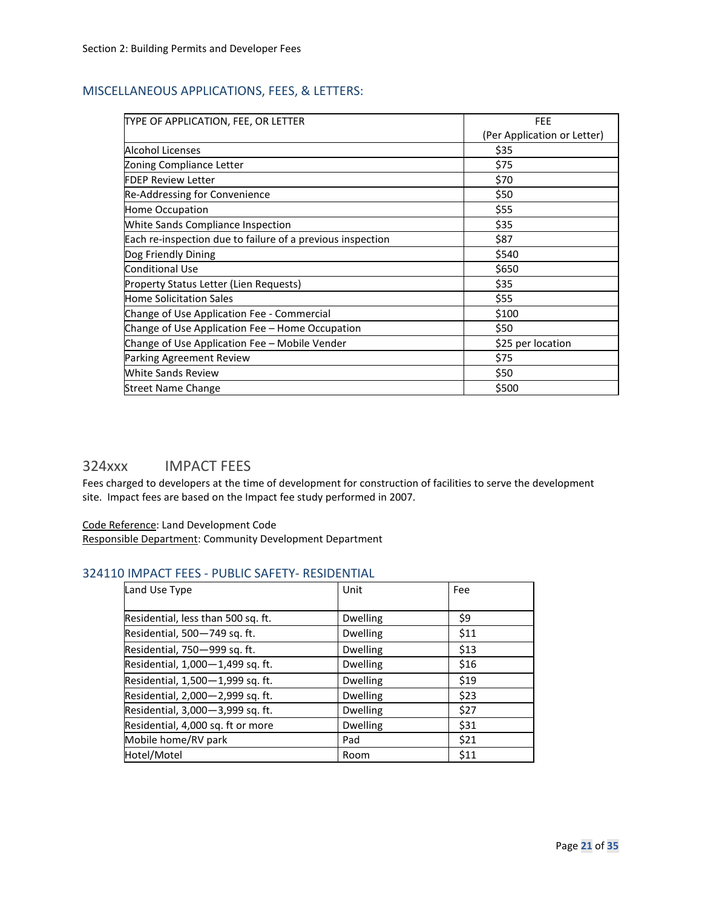## MISCELLANEOUS APPLICATIONS, FEES, & LETTERS:

| TYPE OF APPLICATION, FEE, OR LETTER | FEE (Per Application or Letter) |
|---|---|
| Alcohol Licenses | $35 |
| Zoning Compliance Letter | $75 |
| FDEP Review Letter | $70 |
| Re-Addressing for Convenience | $50 |
| Home Occupation | $55 |
| White Sands Compliance Inspection | $35 |
| Each re-inspection due to failure of a previous inspection | $87 |
| Dog Friendly Dining | $540 |
| Conditional Use | $650 |
| Property Status Letter (Lien Requests) | $35 |
| Home Solicitation Sales | $55 |
| Change of Use Application Fee - Commercial | $100 |
| Change of Use Application Fee – Home Occupation | $50 |
| Change of Use Application Fee – Mobile Vender | $25 per location |
| Parking Agreement Review | $75 |
| White Sands Review | $50 |
| Street Name Change | $500 |

## 324xxx IMPACT FEES

Fees charged to developers at the time of development for construction of facilities to serve the development site. Impact fees are based on the Impact fee study performed in 2007.

Code Reference: Land Development Code
Responsible Department: Community Development Department

### 324110 IMPACT FEES - PUBLIC SAFETY- RESIDENTIAL

| Land Use Type | Unit | Fee |
|---|---|---|
| Residential, less than 500 sq. ft. | Dwelling | $9 |
| Residential, 500—749 sq. ft. | Dwelling | $11 |
| Residential, 750—999 sq. ft. | Dwelling | $13 |
| Residential, 1,000—1,499 sq. ft. | Dwelling | $16 |
| Residential, 1,500—1,999 sq. ft. | Dwelling | $19 |
| Residential, 2,000—2,999 sq. ft. | Dwelling | $23 |
| Residential, 3,000—3,999 sq. ft. | Dwelling | $27 |
| Residential, 4,000 sq. ft or more | Dwelling | $31 |
| Mobile home/RV park | Pad | $21 |
| Hotel/Motel | Room | $11 |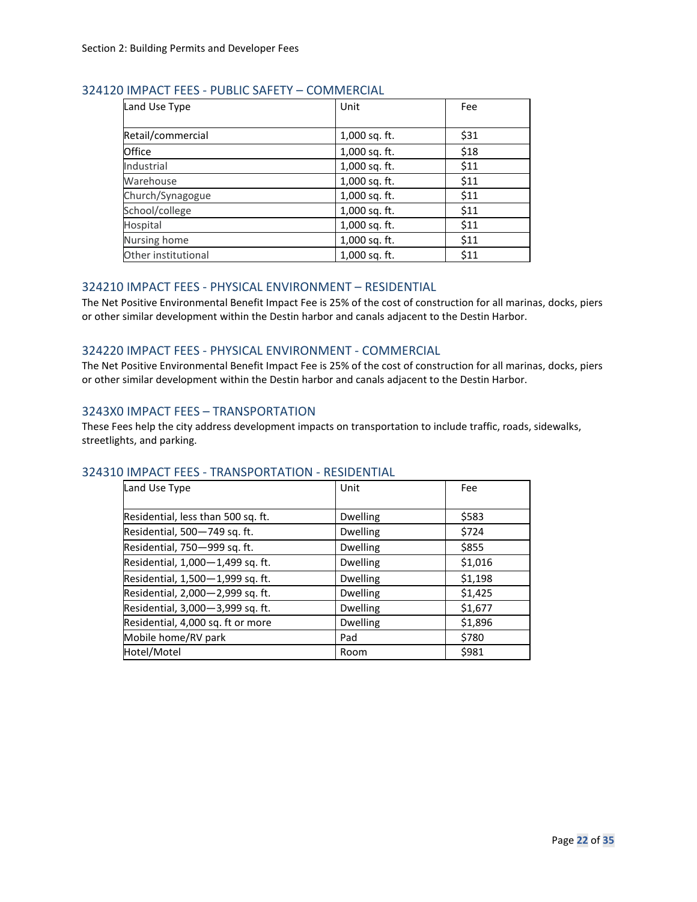### 324120 IMPACT FEES - PUBLIC SAFETY – COMMERCIAL

| Land Use Type | Unit | Fee |
|---|---|---|
| Retail/commercial | 1,000 sq. ft. | $31 |
| Office | 1,000 sq. ft. | $18 |
| Industrial | 1,000 sq. ft. | $11 |
| Warehouse | 1,000 sq. ft. | $11 |
| Church/Synagogue | 1,000 sq. ft. | $11 |
| School/college | 1,000 sq. ft. | $11 |
| Hospital | 1,000 sq. ft. | $11 |
| Nursing home | 1,000 sq. ft. | $11 |
| Other institutional | 1,000 sq. ft. | $11 |

### 324210 IMPACT FEES - PHYSICAL ENVIRONMENT – RESIDENTIAL

The Net Positive Environmental Benefit Impact Fee is 25% of the cost of construction for all marinas, docks, piers or other similar development within the Destin harbor and canals adjacent to the Destin Harbor.

### 324220 IMPACT FEES - PHYSICAL ENVIRONMENT - COMMERCIAL

The Net Positive Environmental Benefit Impact Fee is 25% of the cost of construction for all marinas, docks, piers or other similar development within the Destin harbor and canals adjacent to the Destin Harbor.

### 3243X0 IMPACT FEES – TRANSPORTATION

These Fees help the city address development impacts on transportation to include traffic, roads, sidewalks, streetlights, and parking.

### 324310 IMPACT FEES - TRANSPORTATION - RESIDENTIAL

| Land Use Type | Unit | Fee |
|---|---|---|
| Residential, less than 500 sq. ft. | Dwelling | $583 |
| Residential, 500—749 sq. ft. | Dwelling | $724 |
| Residential, 750—999 sq. ft. | Dwelling | $855 |
| Residential, 1,000—1,499 sq. ft. | Dwelling | $1,016 |
| Residential, 1,500—1,999 sq. ft. | Dwelling | $1,198 |
| Residential, 2,000—2,999 sq. ft. | Dwelling | $1,425 |
| Residential, 3,000—3,999 sq. ft. | Dwelling | $1,677 |
| Residential, 4,000 sq. ft or more | Dwelling | $1,896 |
| Mobile home/RV park | Pad | $780 |
| Hotel/Motel | Room | $981 |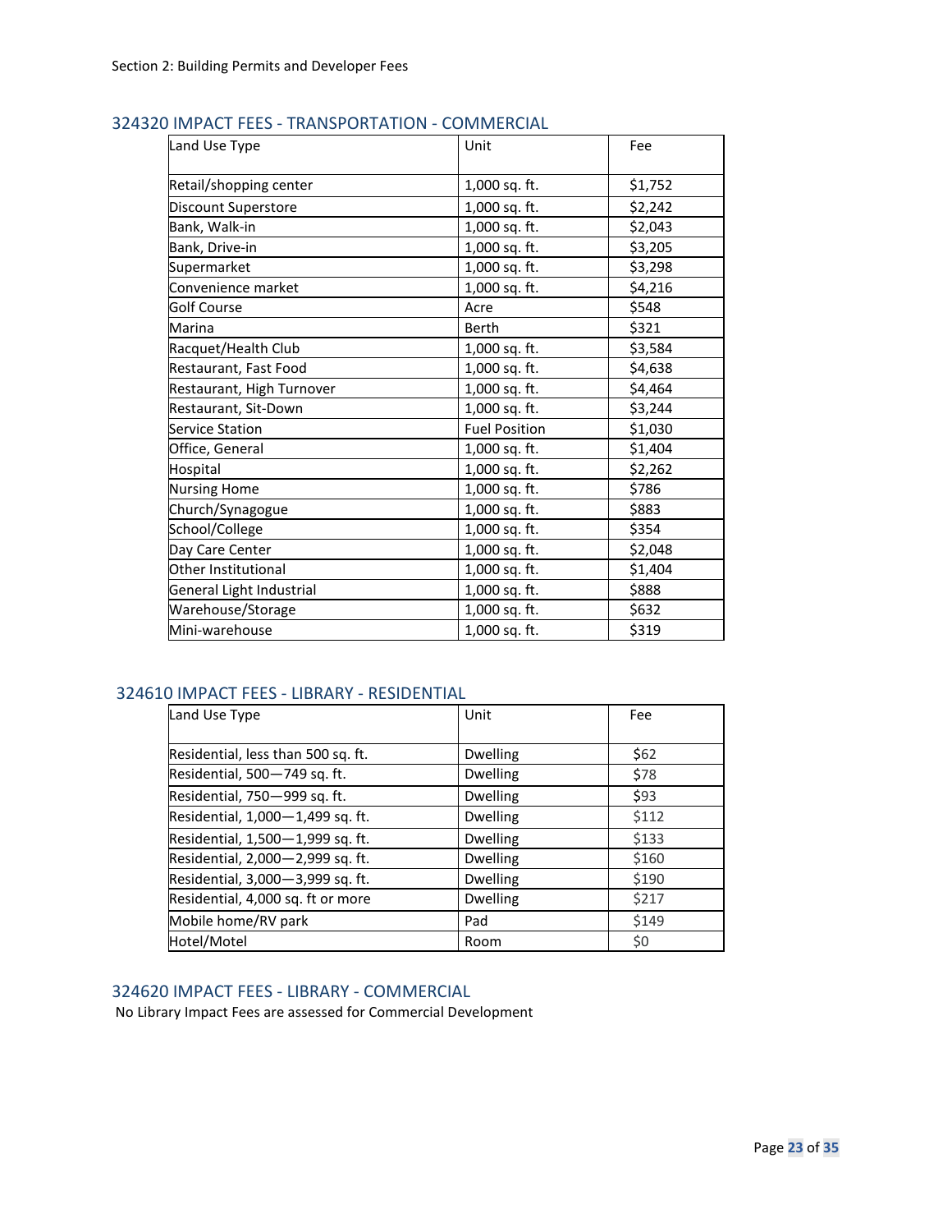Section 2: Building Permits and Developer Fees

## 324320 IMPACT FEES - TRANSPORTATION - COMMERCIAL

| Land Use Type | Unit | Fee |
|---|---|---|
| Retail/shopping center | 1,000 sq. ft. | $1,752 |
| Discount Superstore | 1,000 sq. ft. | $2,242 |
| Bank, Walk-in | 1,000 sq. ft. | $2,043 |
| Bank, Drive-in | 1,000 sq. ft. | $3,205 |
| Supermarket | 1,000 sq. ft. | $3,298 |
| Convenience market | 1,000 sq. ft. | $4,216 |
| Golf Course | Acre | $548 |
| Marina | Berth | $321 |
| Racquet/Health Club | 1,000 sq. ft. | $3,584 |
| Restaurant, Fast Food | 1,000 sq. ft. | $4,638 |
| Restaurant, High Turnover | 1,000 sq. ft. | $4,464 |
| Restaurant, Sit-Down | 1,000 sq. ft. | $3,244 |
| Service Station | Fuel Position | $1,030 |
| Office, General | 1,000 sq. ft. | $1,404 |
| Hospital | 1,000 sq. ft. | $2,262 |
| Nursing Home | 1,000 sq. ft. | $786 |
| Church/Synagogue | 1,000 sq. ft. | $883 |
| School/College | 1,000 sq. ft. | $354 |
| Day Care Center | 1,000 sq. ft. | $2,048 |
| Other Institutional | 1,000 sq. ft. | $1,404 |
| General Light Industrial | 1,000 sq. ft. | $888 |
| Warehouse/Storage | 1,000 sq. ft. | $632 |
| Mini-warehouse | 1,000 sq. ft. | $319 |

## 324610 IMPACT FEES - LIBRARY - RESIDENTIAL

| Land Use Type | Unit | Fee |
|---|---|---|
| Residential, less than 500 sq. ft. | Dwelling | $62 |
| Residential, 500—749 sq. ft. | Dwelling | $78 |
| Residential, 750—999 sq. ft. | Dwelling | $93 |
| Residential, 1,000—1,499 sq. ft. | Dwelling | $112 |
| Residential, 1,500—1,999 sq. ft. | Dwelling | $133 |
| Residential, 2,000—2,999 sq. ft. | Dwelling | $160 |
| Residential, 3,000—3,999 sq. ft. | Dwelling | $190 |
| Residential, 4,000 sq. ft or more | Dwelling | $217 |
| Mobile home/RV park | Pad | $149 |
| Hotel/Motel | Room | $0 |

## 324620 IMPACT FEES - LIBRARY - COMMERCIAL

No Library Impact Fees are assessed for Commercial Development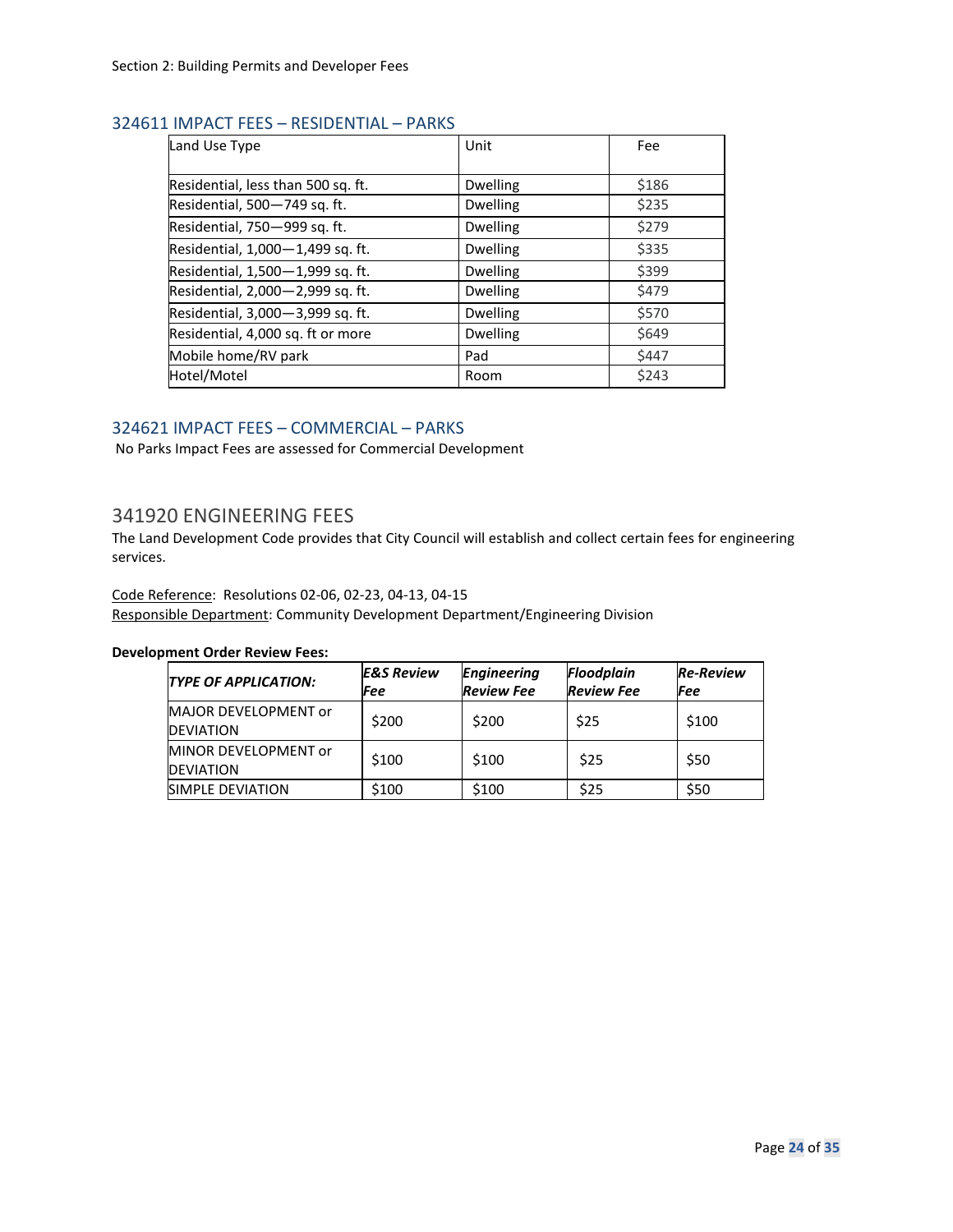## 324611 IMPACT FEES – RESIDENTIAL – PARKS

| Land Use Type | Unit | Fee |
|---|---|---|
| Residential, less than 500 sq. ft. | Dwelling | $186 |
| Residential, 500—749 sq. ft. | Dwelling | $235 |
| Residential, 750—999 sq. ft. | Dwelling | $279 |
| Residential, 1,000—1,499 sq. ft. | Dwelling | $335 |
| Residential, 1,500—1,999 sq. ft. | Dwelling | $399 |
| Residential, 2,000—2,999 sq. ft. | Dwelling | $479 |
| Residential, 3,000—3,999 sq. ft. | Dwelling | $570 |
| Residential, 4,000 sq. ft or more | Dwelling | $649 |
| Mobile home/RV park | Pad | $447 |
| Hotel/Motel | Room | $243 |

## 324621 IMPACT FEES – COMMERCIAL – PARKS

No Parks Impact Fees are assessed for Commercial Development

## 341920 ENGINEERING FEES

The Land Development Code provides that City Council will establish and collect certain fees for engineering services.

Code Reference: Resolutions 02-06, 02-23, 04-13, 04-15
Responsible Department: Community Development Department/Engineering Division

**Development Order Review Fees:**

| *TYPE OF APPLICATION:* | *E&S Review Fee* | *Engineering Review Fee* | *Floodplain Review Fee* | *Re-Review Fee* |
|---|---|---|---|---|
| MAJOR DEVELOPMENT or DEVIATION | $200 | $200 | $25 | $100 |
| MINOR DEVELOPMENT or DEVIATION | $100 | $100 | $25 | $50 |
| SIMPLE DEVIATION | $100 | $100 | $25 | $50 |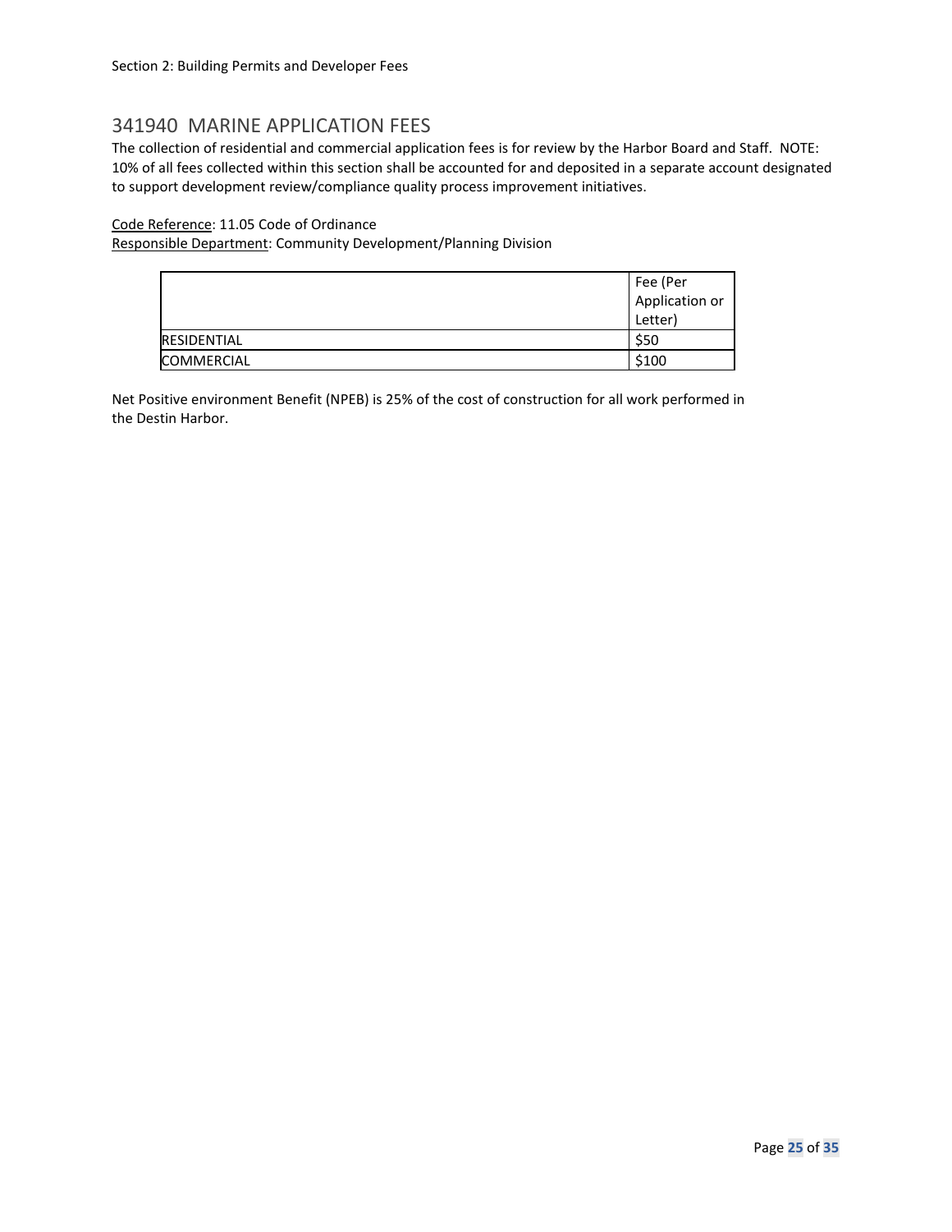## 341940 MARINE APPLICATION FEES

The collection of residential and commercial application fees is for review by the Harbor Board and Staff. NOTE: 10% of all fees collected within this section shall be accounted for and deposited in a separate account designated to support development review/compliance quality process improvement initiatives.

Code Reference: 11.05 Code of Ordinance
Responsible Department: Community Development/Planning Division

| | Fee (Per Application or Letter) |
|---|---|
| RESIDENTIAL | $50 |
| COMMERCIAL | $100 |

Net Positive environment Benefit (NPEB) is 25% of the cost of construction for all work performed in the Destin Harbor.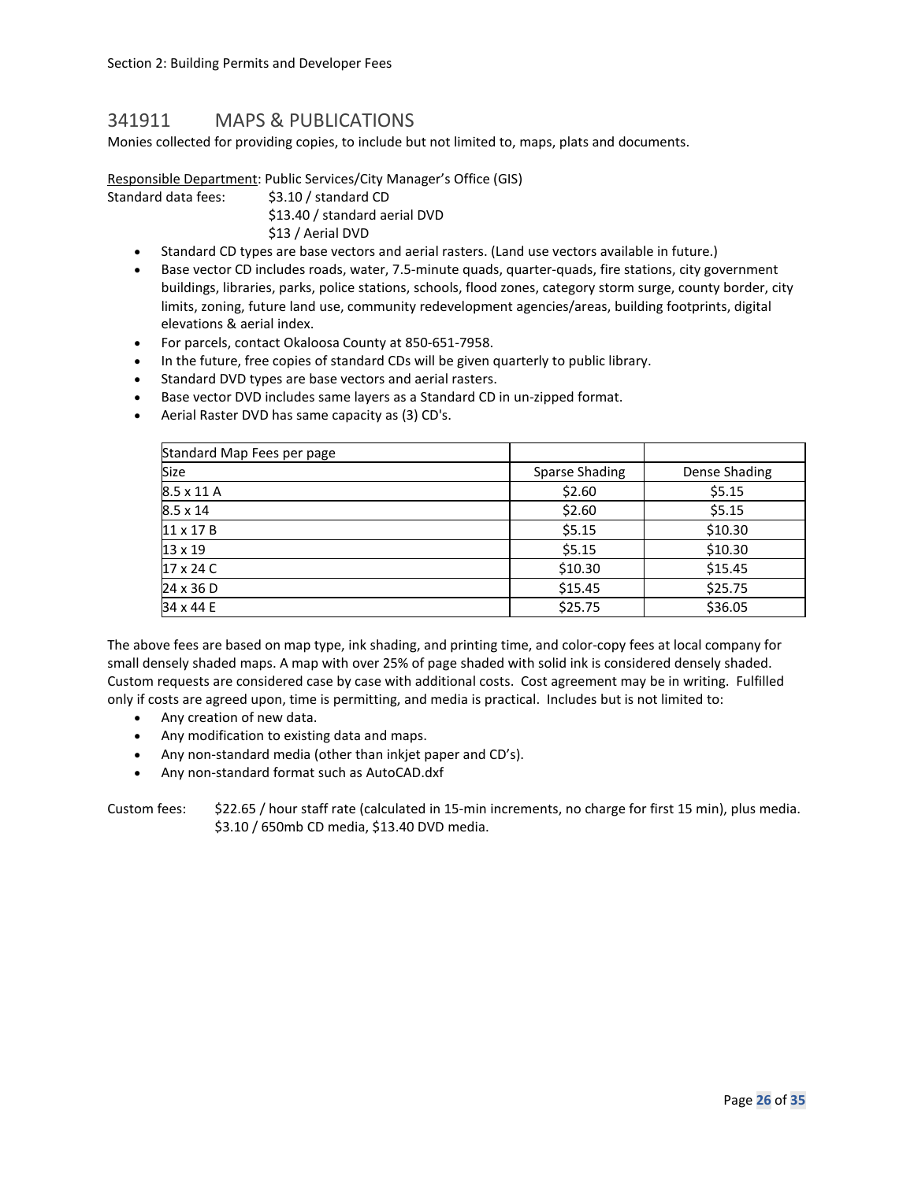## 341911 MAPS & PUBLICATIONS

Monies collected for providing copies, to include but not limited to, maps, plats and documents.

Responsible Department: Public Services/City Manager's Office (GIS)

Standard data fees: $3.10 / standard CD
$13.40 / standard aerial DVD
$13 / Aerial DVD

- Standard CD types are base vectors and aerial rasters. (Land use vectors available in future.)
- Base vector CD includes roads, water, 7.5-minute quads, quarter-quads, fire stations, city government buildings, libraries, parks, police stations, schools, flood zones, category storm surge, county border, city limits, zoning, future land use, community redevelopment agencies/areas, building footprints, digital elevations & aerial index.
- For parcels, contact Okaloosa County at 850-651-7958.
- In the future, free copies of standard CDs will be given quarterly to public library.
- Standard DVD types are base vectors and aerial rasters.
- Base vector DVD includes same layers as a Standard CD in un-zipped format.
- Aerial Raster DVD has same capacity as (3) CD's.

| Standard Map Fees per page | | |
|---|---|---|
| Size | Sparse Shading | Dense Shading |
| 8.5 x 11 A | $2.60 | $5.15 |
| 8.5 x 14 | $2.60 | $5.15 |
| 11 x 17 B | $5.15 | $10.30 |
| 13 x 19 | $5.15 | $10.30 |
| 17 x 24 C | $10.30 | $15.45 |
| 24 x 36 D | $15.45 | $25.75 |
| 34 x 44 E | $25.75 | $36.05 |

The above fees are based on map type, ink shading, and printing time, and color-copy fees at local company for small densely shaded maps. A map with over 25% of page shaded with solid ink is considered densely shaded. Custom requests are considered case by case with additional costs. Cost agreement may be in writing. Fulfilled only if costs are agreed upon, time is permitting, and media is practical. Includes but is not limited to:

- Any creation of new data.
- Any modification to existing data and maps.
- Any non-standard media (other than inkjet paper and CD's).
- Any non-standard format such as AutoCAD.dxf

Custom fees: $22.65 / hour staff rate (calculated in 15-min increments, no charge for first 15 min), plus media. $3.10 / 650mb CD media, $13.40 DVD media.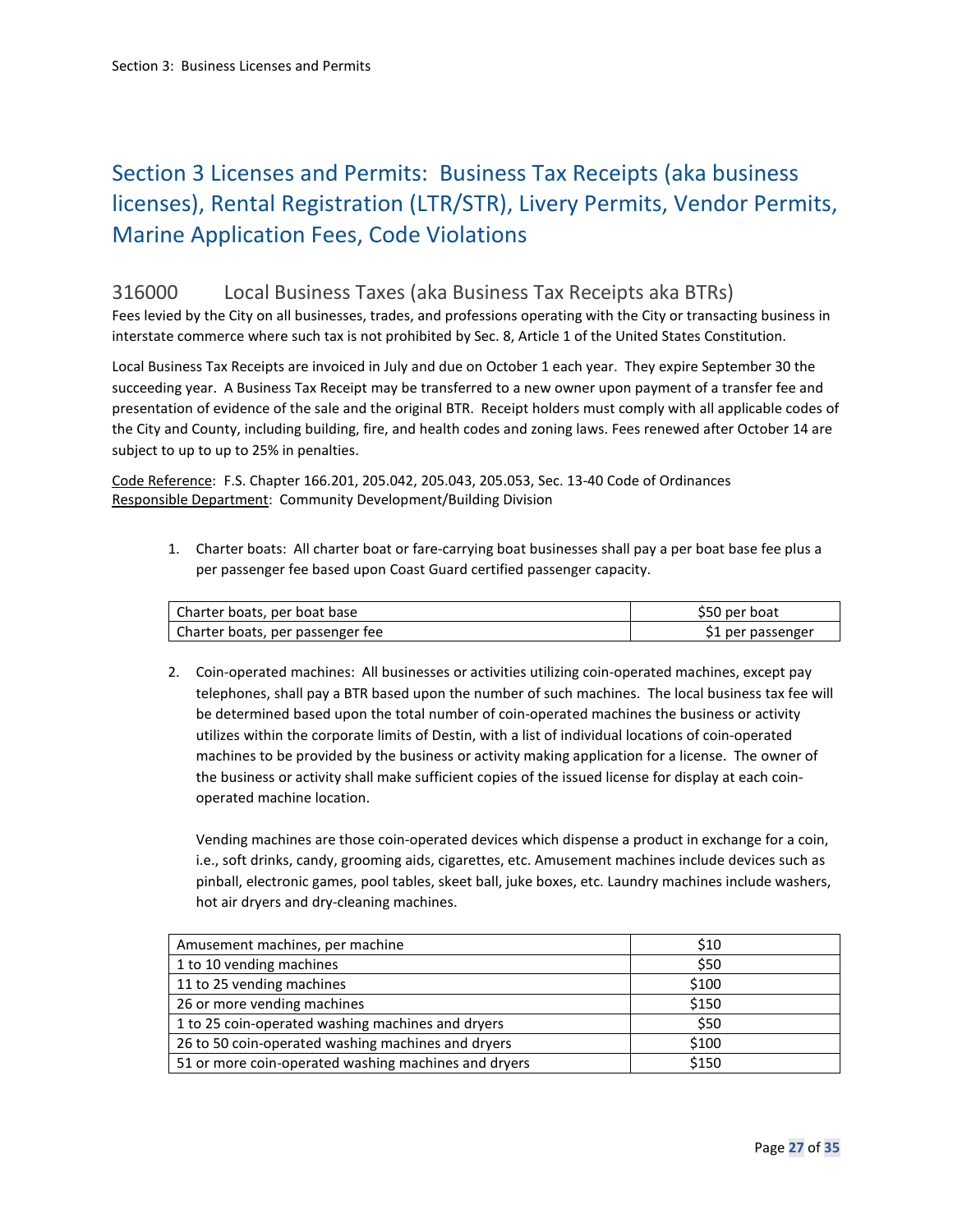# Section 3 Licenses and Permits: Business Tax Receipts (aka business licenses), Rental Registration (LTR/STR), Livery Permits, Vendor Permits, Marine Application Fees, Code Violations

## 316000 Local Business Taxes (aka Business Tax Receipts aka BTRs)

Fees levied by the City on all businesses, trades, and professions operating with the City or transacting business in interstate commerce where such tax is not prohibited by Sec. 8, Article 1 of the United States Constitution.

Local Business Tax Receipts are invoiced in July and due on October 1 each year. They expire September 30 the succeeding year. A Business Tax Receipt may be transferred to a new owner upon payment of a transfer fee and presentation of evidence of the sale and the original BTR. Receipt holders must comply with all applicable codes of the City and County, including building, fire, and health codes and zoning laws. Fees renewed after October 14 are subject to up to up to 25% in penalties.

Code Reference: F.S. Chapter 166.201, 205.042, 205.043, 205.053, Sec. 13-40 Code of Ordinances
Responsible Department: Community Development/Building Division

1. Charter boats: All charter boat or fare-carrying boat businesses shall pay a per boat base fee plus a per passenger fee based upon Coast Guard certified passenger capacity.

| Charter boats, per boat base | $50 per boat |
|---|---|
| Charter boats, per passenger fee | $1 per passenger |

2. Coin-operated machines: All businesses or activities utilizing coin-operated machines, except pay telephones, shall pay a BTR based upon the number of such machines. The local business tax fee will be determined based upon the total number of coin-operated machines the business or activity utilizes within the corporate limits of Destin, with a list of individual locations of coin-operated machines to be provided by the business or activity making application for a license. The owner of the business or activity shall make sufficient copies of the issued license for display at each coin-operated machine location.

   Vending machines are those coin-operated devices which dispense a product in exchange for a coin, i.e., soft drinks, candy, grooming aids, cigarettes, etc. Amusement machines include devices such as pinball, electronic games, pool tables, skeet ball, juke boxes, etc. Laundry machines include washers, hot air dryers and dry-cleaning machines.

| Amusement machines, per machine | $10 |
|---|---|
| 1 to 10 vending machines | $50 |
| 11 to 25 vending machines | $100 |
| 26 or more vending machines | $150 |
| 1 to 25 coin-operated washing machines and dryers | $50 |
| 26 to 50 coin-operated washing machines and dryers | $100 |
| 51 or more coin-operated washing machines and dryers | $150 |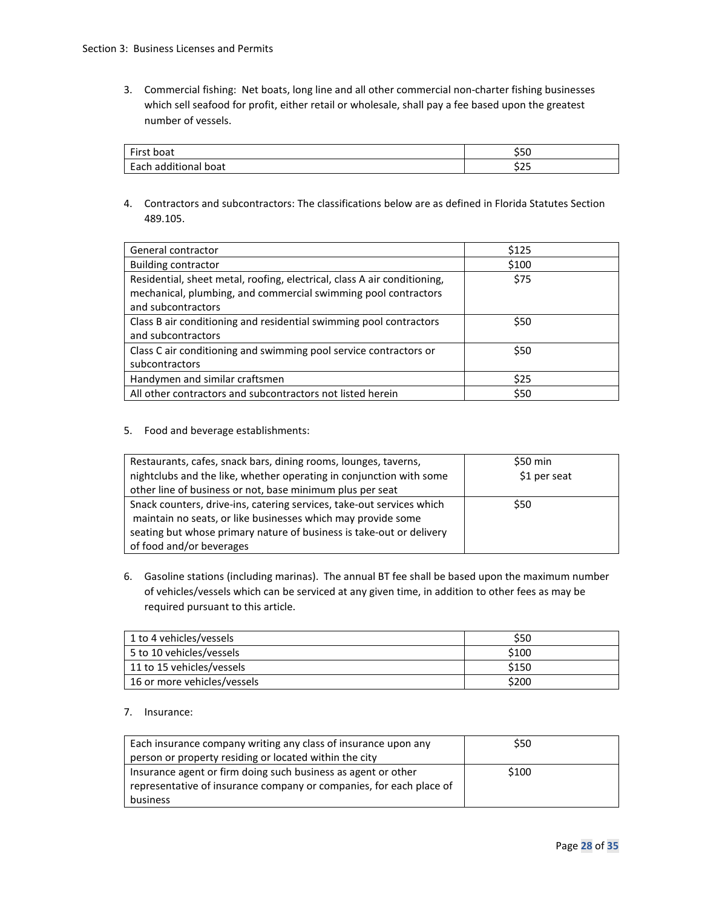3. Commercial fishing: Net boats, long line and all other commercial non-charter fishing businesses which sell seafood for profit, either retail or wholesale, shall pay a fee based upon the greatest number of vessels.

| | |
|---|---|
| First boat | $50 |
| Each additional boat | $25 |

4. Contractors and subcontractors: The classifications below are as defined in Florida Statutes Section 489.105.

| | |
|---|---|
| General contractor | $125 |
| Building contractor | $100 |
| Residential, sheet metal, roofing, electrical, class A air conditioning, mechanical, plumbing, and commercial swimming pool contractors and subcontractors | $75 |
| Class B air conditioning and residential swimming pool contractors and subcontractors | $50 |
| Class C air conditioning and swimming pool service contractors or subcontractors | $50 |
| Handymen and similar craftsmen | $25 |
| All other contractors and subcontractors not listed herein | $50 |

5. Food and beverage establishments:

| | |
|---|---|
| Restaurants, cafes, snack bars, dining rooms, lounges, taverns, nightclubs and the like, whether operating in conjunction with some other line of business or not, base minimum plus per seat | $50 min<br>$1 per seat |
| Snack counters, drive-ins, catering services, take-out services which maintain no seats, or like businesses which may provide some seating but whose primary nature of business is take-out or delivery of food and/or beverages | $50 |

6. Gasoline stations (including marinas). The annual BT fee shall be based upon the maximum number of vehicles/vessels which can be serviced at any given time, in addition to other fees as may be required pursuant to this article.

| | |
|---|---|
| 1 to 4 vehicles/vessels | $50 |
| 5 to 10 vehicles/vessels | $100 |
| 11 to 15 vehicles/vessels | $150 |
| 16 or more vehicles/vessels | $200 |

7. Insurance:

| | |
|---|---|
| Each insurance company writing any class of insurance upon any person or property residing or located within the city | $50 |
| Insurance agent or firm doing such business as agent or other representative of insurance company or companies, for each place of business | $100 |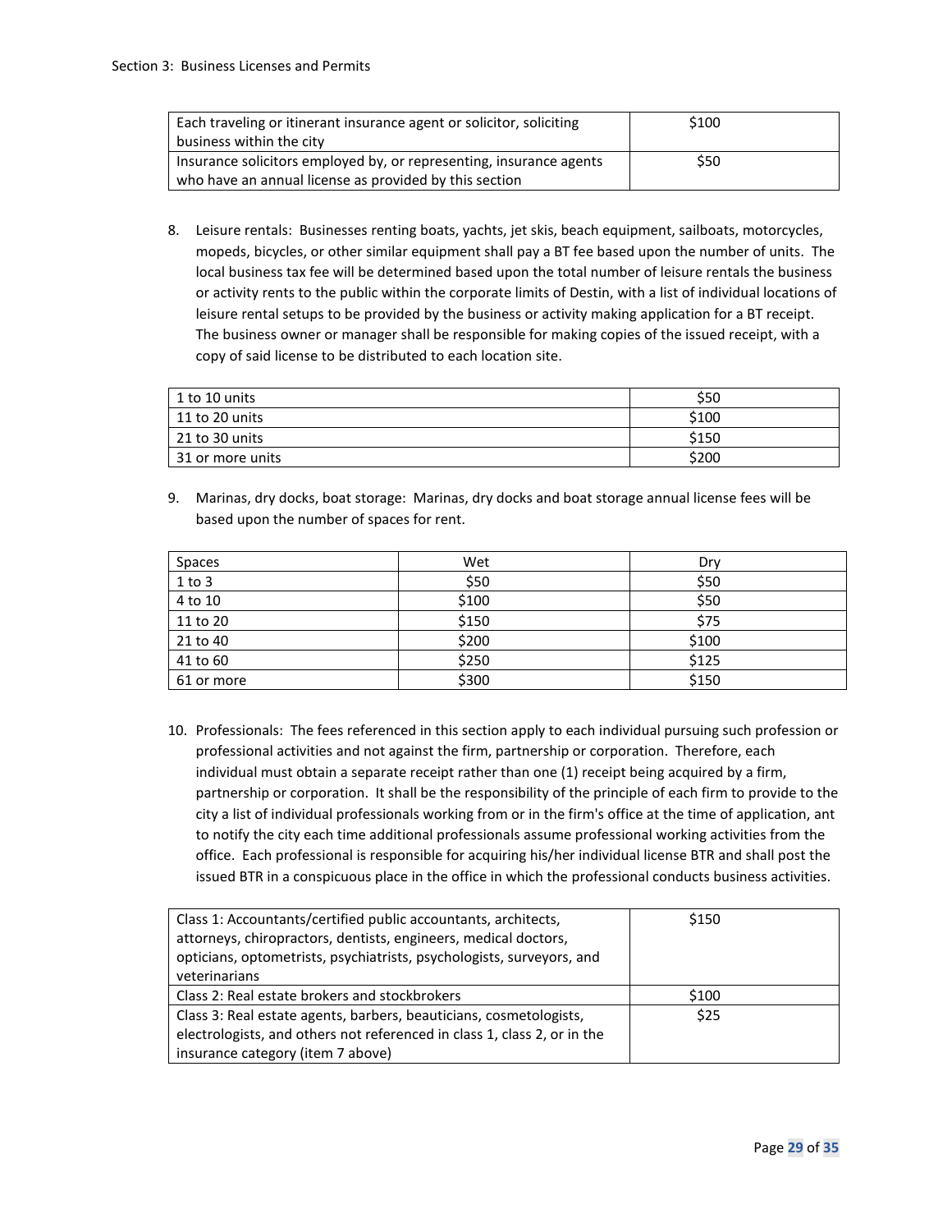| Each traveling or itinerant insurance agent or solicitor, soliciting business within the city | $100 |
|---|---|
| Insurance solicitors employed by, or representing, insurance agents who have an annual license as provided by this section | $50 |

8. Leisure rentals: Businesses renting boats, yachts, jet skis, beach equipment, sailboats, motorcycles, mopeds, bicycles, or other similar equipment shall pay a BT fee based upon the number of units. The local business tax fee will be determined based upon the total number of leisure rentals the business or activity rents to the public within the corporate limits of Destin, with a list of individual locations of leisure rental setups to be provided by the business or activity making application for a BT receipt. The business owner or manager shall be responsible for making copies of the issued receipt, with a copy of said license to be distributed to each location site.

| 1 to 10 units | $50 |
|---|---|
| 11 to 20 units | $100 |
| 21 to 30 units | $150 |
| 31 or more units | $200 |

9. Marinas, dry docks, boat storage: Marinas, dry docks and boat storage annual license fees will be based upon the number of spaces for rent.

| Spaces | Wet | Dry |
|---|---|---|
| 1 to 3 | $50 | $50 |
| 4 to 10 | $100 | $50 |
| 11 to 20 | $150 | $75 |
| 21 to 40 | $200 | $100 |
| 41 to 60 | $250 | $125 |
| 61 or more | $300 | $150 |

10. Professionals: The fees referenced in this section apply to each individual pursuing such profession or professional activities and not against the firm, partnership or corporation. Therefore, each individual must obtain a separate receipt rather than one (1) receipt being acquired by a firm, partnership or corporation. It shall be the responsibility of the principle of each firm to provide to the city a list of individual professionals working from or in the firm's office at the time of application, ant to notify the city each time additional professionals assume professional working activities from the office. Each professional is responsible for acquiring his/her individual license BTR and shall post the issued BTR in a conspicuous place in the office in which the professional conducts business activities.

| Class 1: Accountants/certified public accountants, architects, attorneys, chiropractors, dentists, engineers, medical doctors, opticians, optometrists, psychiatrists, psychologists, surveyors, and veterinarians | $150 |
|---|---|
| Class 2: Real estate brokers and stockbrokers | $100 |
| Class 3: Real estate agents, barbers, beauticians, cosmetologists, electrologists, and others not referenced in class 1, class 2, or in the insurance category (item 7 above) | $25 |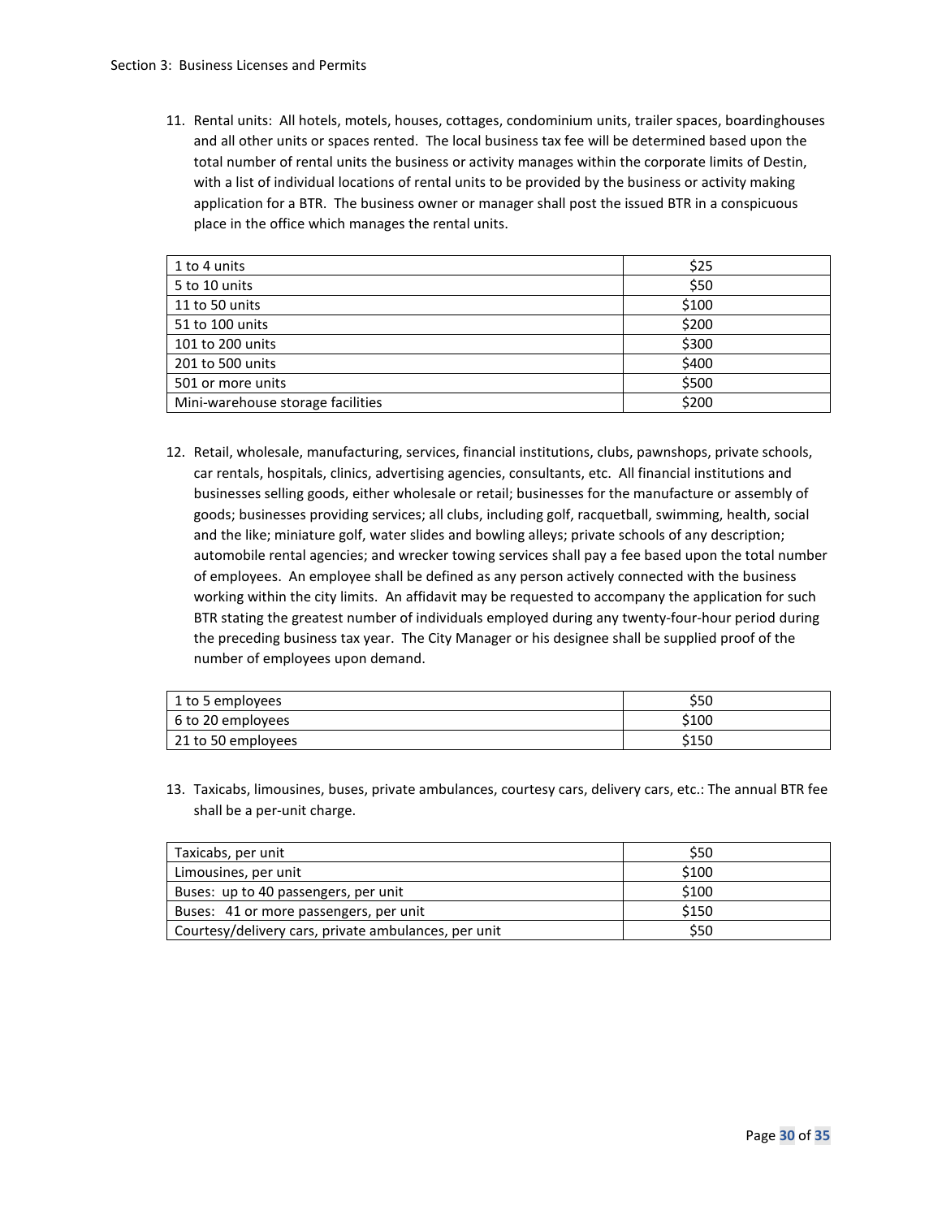11. Rental units: All hotels, motels, houses, cottages, condominium units, trailer spaces, boardinghouses and all other units or spaces rented. The local business tax fee will be determined based upon the total number of rental units the business or activity manages within the corporate limits of Destin, with a list of individual locations of rental units to be provided by the business or activity making application for a BTR. The business owner or manager shall post the issued BTR in a conspicuous place in the office which manages the rental units.

| | |
|---|---|
| 1 to 4 units | $25 |
| 5 to 10 units | $50 |
| 11 to 50 units | $100 |
| 51 to 100 units | $200 |
| 101 to 200 units | $300 |
| 201 to 500 units | $400 |
| 501 or more units | $500 |
| Mini-warehouse storage facilities | $200 |

12. Retail, wholesale, manufacturing, services, financial institutions, clubs, pawnshops, private schools, car rentals, hospitals, clinics, advertising agencies, consultants, etc. All financial institutions and businesses selling goods, either wholesale or retail; businesses for the manufacture or assembly of goods; businesses providing services; all clubs, including golf, racquetball, swimming, health, social and the like; miniature golf, water slides and bowling alleys; private schools of any description; automobile rental agencies; and wrecker towing services shall pay a fee based upon the total number of employees. An employee shall be defined as any person actively connected with the business working within the city limits. An affidavit may be requested to accompany the application for such BTR stating the greatest number of individuals employed during any twenty-four-hour period during the preceding business tax year. The City Manager or his designee shall be supplied proof of the number of employees upon demand.

| | |
|---|---|
| 1 to 5 employees | $50 |
| 6 to 20 employees | $100 |
| 21 to 50 employees | $150 |

13. Taxicabs, limousines, buses, private ambulances, courtesy cars, delivery cars, etc.: The annual BTR fee shall be a per-unit charge.

| | |
|---|---|
| Taxicabs, per unit | $50 |
| Limousines, per unit | $100 |
| Buses: up to 40 passengers, per unit | $100 |
| Buses: 41 or more passengers, per unit | $150 |
| Courtesy/delivery cars, private ambulances, per unit | $50 |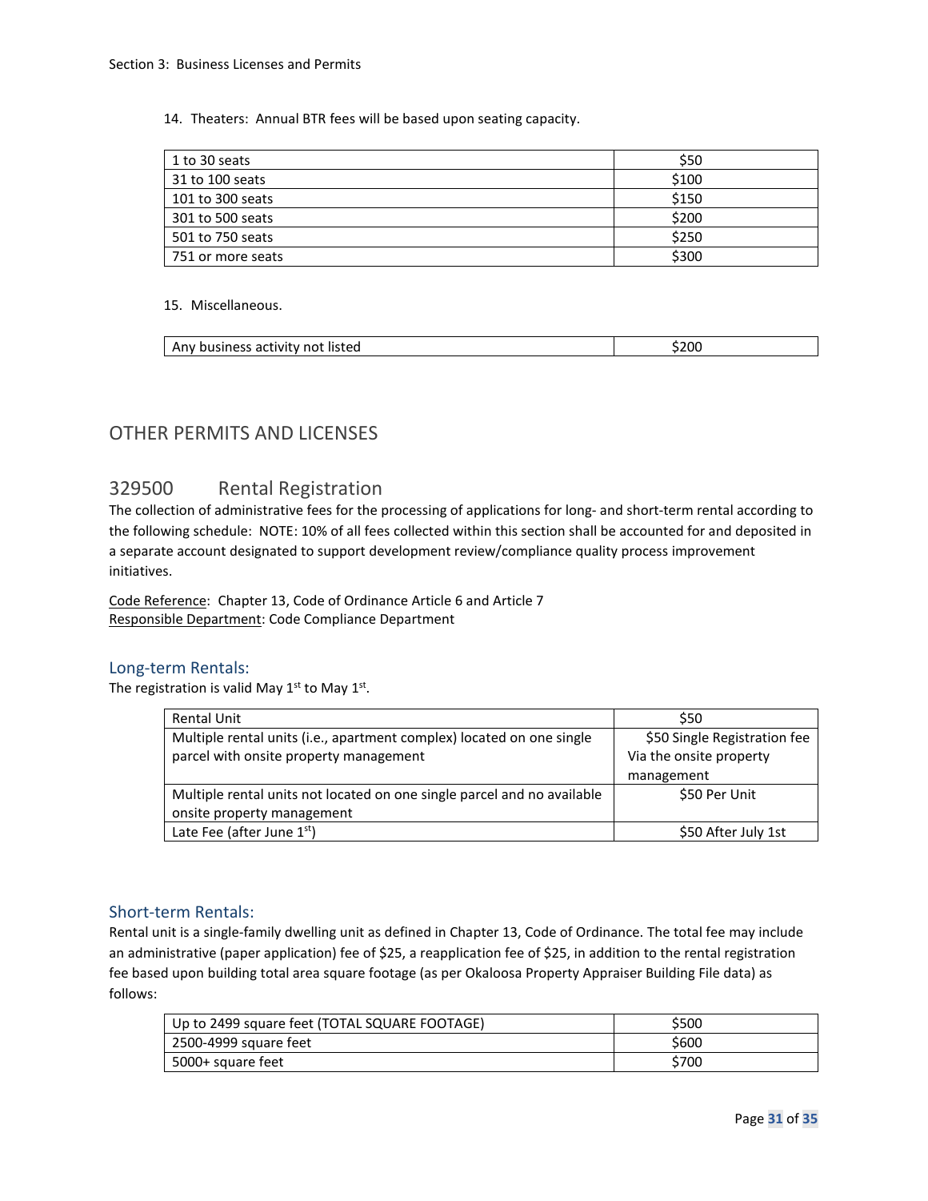14. Theaters: Annual BTR fees will be based upon seating capacity.

| | |
|---|---|
| 1 to 30 seats | $50 |
| 31 to 100 seats | $100 |
| 101 to 300 seats | $150 |
| 301 to 500 seats | $200 |
| 501 to 750 seats | $250 |
| 751 or more seats | $300 |

15. Miscellaneous.

| | |
|---|---|
| Any business activity not listed | $200 |

## OTHER PERMITS AND LICENSES

## 329500 Rental Registration

The collection of administrative fees for the processing of applications for long- and short-term rental according to the following schedule: NOTE: 10% of all fees collected within this section shall be accounted for and deposited in a separate account designated to support development review/compliance quality process improvement initiatives.

Code Reference: Chapter 13, Code of Ordinance Article 6 and Article 7
Responsible Department: Code Compliance Department

### Long-term Rentals:

The registration is valid May 1st to May 1st.

| | |
|---|---|
| Rental Unit | $50 |
| Multiple rental units (i.e., apartment complex) located on one single parcel with onsite property management | $50 Single Registration fee Via the onsite property management |
| Multiple rental units not located on one single parcel and no available onsite property management | $50 Per Unit |
| Late Fee (after June 1st) | $50 After July 1st |

### Short-term Rentals:

Rental unit is a single-family dwelling unit as defined in Chapter 13, Code of Ordinance. The total fee may include an administrative (paper application) fee of $25, a reapplication fee of $25, in addition to the rental registration fee based upon building total area square footage (as per Okaloosa Property Appraiser Building File data) as follows:

| | |
|---|---|
| Up to 2499 square feet (TOTAL SQUARE FOOTAGE) | $500 |
| 2500-4999 square feet | $600 |
| 5000+ square feet | $700 |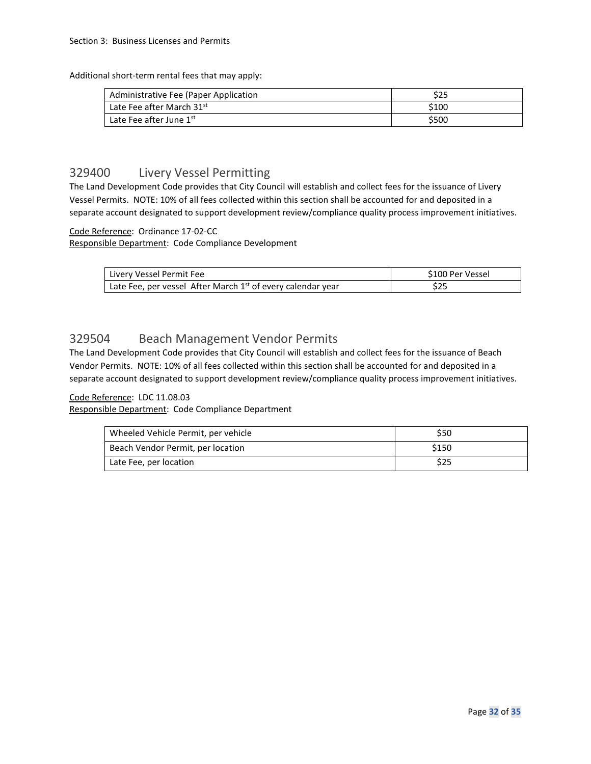Section 3: Business Licenses and Permits

Additional short-term rental fees that may apply:

| | |
|---|---|
| Administrative Fee (Paper Application | $25 |
| Late Fee after March 31st | $100 |
| Late Fee after June 1st | $500 |

## 329400 Livery Vessel Permitting

The Land Development Code provides that City Council will establish and collect fees for the issuance of Livery Vessel Permits. NOTE: 10% of all fees collected within this section shall be accounted for and deposited in a separate account designated to support development review/compliance quality process improvement initiatives.

Code Reference: Ordinance 17-02-CC
Responsible Department: Code Compliance Development

| | |
|---|---|
| Livery Vessel Permit Fee | $100 Per Vessel |
| Late Fee, per vessel After March 1st of every calendar year | $25 |

## 329504 Beach Management Vendor Permits

The Land Development Code provides that City Council will establish and collect fees for the issuance of Beach Vendor Permits. NOTE: 10% of all fees collected within this section shall be accounted for and deposited in a separate account designated to support development review/compliance quality process improvement initiatives.

Code Reference: LDC 11.08.03
Responsible Department: Code Compliance Department

| | |
|---|---|
| Wheeled Vehicle Permit, per vehicle | $50 |
| Beach Vendor Permit, per location | $150 |
| Late Fee, per location | $25 |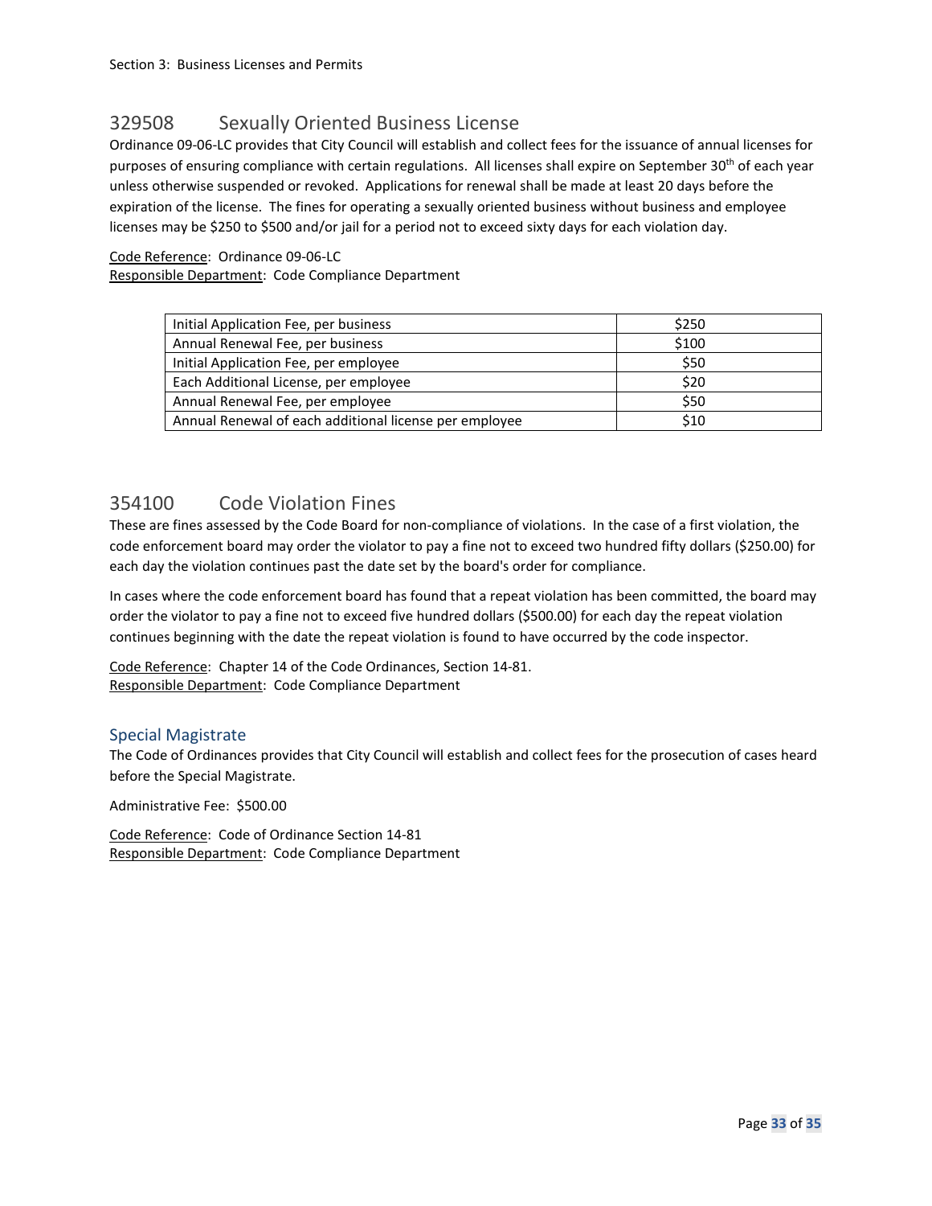## 329508 Sexually Oriented Business License

Ordinance 09-06-LC provides that City Council will establish and collect fees for the issuance of annual licenses for purposes of ensuring compliance with certain regulations. All licenses shall expire on September 30th of each year unless otherwise suspended or revoked. Applications for renewal shall be made at least 20 days before the expiration of the license. The fines for operating a sexually oriented business without business and employee licenses may be $250 to $500 and/or jail for a period not to exceed sixty days for each violation day.

Code Reference: Ordinance 09-06-LC
Responsible Department: Code Compliance Department

| | |
|---|---|
| Initial Application Fee, per business | $250 |
| Annual Renewal Fee, per business | $100 |
| Initial Application Fee, per employee | $50 |
| Each Additional License, per employee | $20 |
| Annual Renewal Fee, per employee | $50 |
| Annual Renewal of each additional license per employee | $10 |

## 354100 Code Violation Fines

These are fines assessed by the Code Board for non-compliance of violations. In the case of a first violation, the code enforcement board may order the violator to pay a fine not to exceed two hundred fifty dollars ($250.00) for each day the violation continues past the date set by the board's order for compliance.

In cases where the code enforcement board has found that a repeat violation has been committed, the board may order the violator to pay a fine not to exceed five hundred dollars ($500.00) for each day the repeat violation continues beginning with the date the repeat violation is found to have occurred by the code inspector.

Code Reference: Chapter 14 of the Code Ordinances, Section 14-81.
Responsible Department: Code Compliance Department

### Special Magistrate

The Code of Ordinances provides that City Council will establish and collect fees for the prosecution of cases heard before the Special Magistrate.

Administrative Fee: $500.00

Code Reference: Code of Ordinance Section 14-81
Responsible Department: Code Compliance Department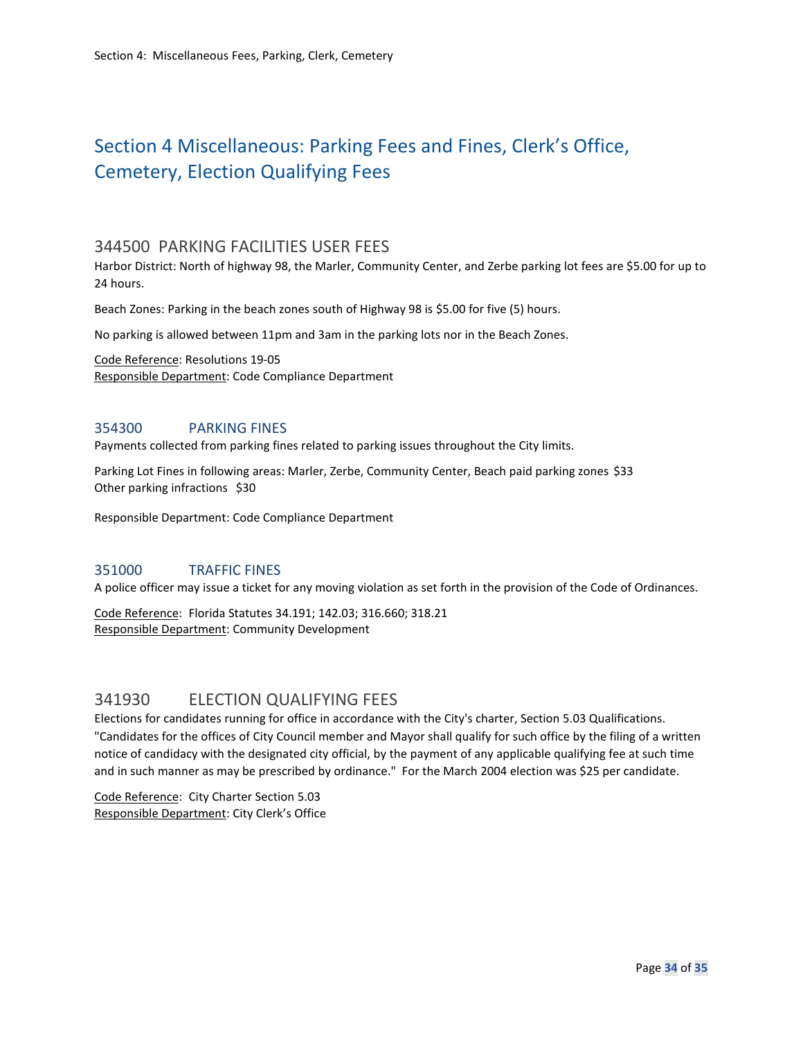# Section 4 Miscellaneous: Parking Fees and Fines, Clerk's Office, Cemetery, Election Qualifying Fees

## 344500 PARKING FACILITIES USER FEES

Harbor District: North of highway 98, the Marler, Community Center, and Zerbe parking lot fees are $5.00 for up to 24 hours.

Beach Zones: Parking in the beach zones south of Highway 98 is $5.00 for five (5) hours.

No parking is allowed between 11pm and 3am in the parking lots nor in the Beach Zones.

<u>Code Reference</u>: Resolutions 19-05
<u>Responsible Department</u>: Code Compliance Department

### 354300 PARKING FINES

Payments collected from parking fines related to parking issues throughout the City limits.

Parking Lot Fines in following areas: Marler, Zerbe, Community Center, Beach paid parking zones $33
Other parking infractions $30

Responsible Department: Code Compliance Department

### 351000 TRAFFIC FINES

A police officer may issue a ticket for any moving violation as set forth in the provision of the Code of Ordinances.

<u>Code Reference</u>: Florida Statutes 34.191; 142.03; 316.660; 318.21
<u>Responsible Department</u>: Community Development

## 341930 ELECTION QUALIFYING FEES

Elections for candidates running for office in accordance with the City's charter, Section 5.03 Qualifications. "Candidates for the offices of City Council member and Mayor shall qualify for such office by the filing of a written notice of candidacy with the designated city official, by the payment of any applicable qualifying fee at such time and in such manner as may be prescribed by ordinance." For the March 2004 election was $25 per candidate.

<u>Code Reference</u>: City Charter Section 5.03
<u>Responsible Department</u>: City Clerk's Office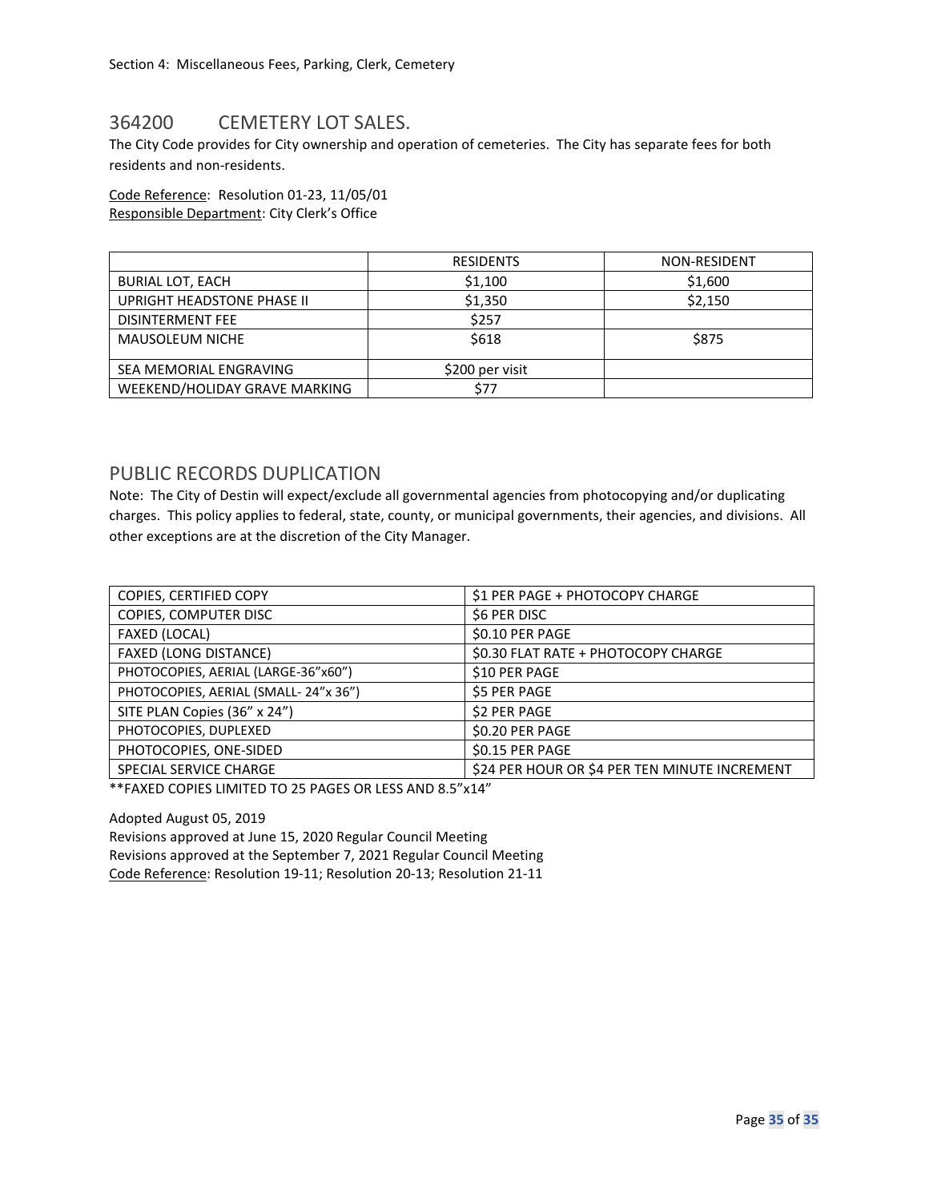## 364200 CEMETERY LOT SALES.

The City Code provides for City ownership and operation of cemeteries. The City has separate fees for both residents and non-residents.

Code Reference: Resolution 01-23, 11/05/01
Responsible Department: City Clerk's Office

| | RESIDENTS | NON-RESIDENT |
|---|---|---|
| BURIAL LOT, EACH | $1,100 | $1,600 |
| UPRIGHT HEADSTONE PHASE II | $1,350 | $2,150 |
| DISINTERMENT FEE | $257 | |
| MAUSOLEUM NICHE | $618 | $875 |
| SEA MEMORIAL ENGRAVING | $200 per visit | |
| WEEKEND/HOLIDAY GRAVE MARKING | $77 | |

## PUBLIC RECORDS DUPLICATION

Note: The City of Destin will expect/exclude all governmental agencies from photocopying and/or duplicating charges. This policy applies to federal, state, county, or municipal governments, their agencies, and divisions. All other exceptions are at the discretion of the City Manager.

| | |
|---|---|
| COPIES, CERTIFIED COPY | $1 PER PAGE + PHOTOCOPY CHARGE |
| COPIES, COMPUTER DISC | $6 PER DISC |
| FAXED (LOCAL) | $0.10 PER PAGE |
| FAXED (LONG DISTANCE) | $0.30 FLAT RATE + PHOTOCOPY CHARGE |
| PHOTOCOPIES, AERIAL (LARGE-36"x60") | $10 PER PAGE |
| PHOTOCOPIES, AERIAL (SMALL- 24"x 36") | $5 PER PAGE |
| SITE PLAN Copies (36" x 24") | $2 PER PAGE |
| PHOTOCOPIES, DUPLEXED | $0.20 PER PAGE |
| PHOTOCOPIES, ONE-SIDED | $0.15 PER PAGE |
| SPECIAL SERVICE CHARGE | $24 PER HOUR OR $4 PER TEN MINUTE INCREMENT |

**FAXED COPIES LIMITED TO 25 PAGES OR LESS AND 8.5"x14"

Adopted August 05, 2019
Revisions approved at June 15, 2020 Regular Council Meeting
Revisions approved at the September 7, 2021 Regular Council Meeting
Code Reference: Resolution 19-11; Resolution 20-13; Resolution 21-11